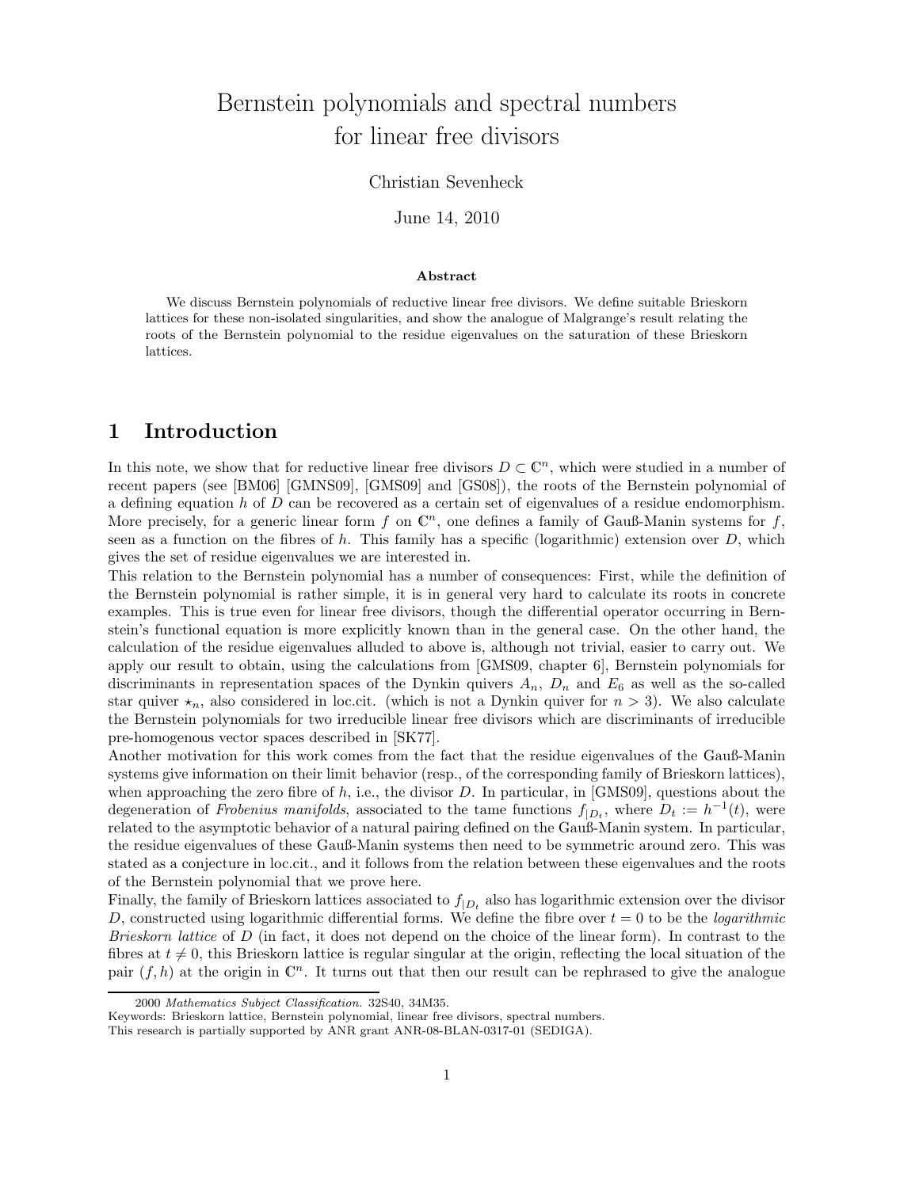# Bernstein polynomials and spectral numbers for linear free divisors

Christian Sevenheck

June 14, 2010

**Abstract**

We discuss Bernstein polynomials of reductive linear free divisors. We define suitable Brieskorn lattices for these non-isolated singularities, and show the analogue of Malgrange's result relating the roots of the Bernstein polynomial to the residue eigenvalues on the saturation of these Brieskorn lattices.

## 1 Introduction

In this note, we show that for reductive linear free divisors $D \subset \mathbb{C}^n$, which were studied in a number of recent papers (see [BM06] [GMNS09], [GMS09] and [GS08]), the roots of the Bernstein polynomial of a defining equation $h$ of $D$ can be recovered as a certain set of eigenvalues of a residue endomorphism. More precisely, for a generic linear form $f$ on $\mathbb{C}^n$, one defines a family of Gauß-Manin systems for $f$, seen as a function on the fibres of $h$. This family has a specific (logarithmic) extension over $D$, which gives the set of residue eigenvalues we are interested in.

This relation to the Bernstein polynomial has a number of consequences: First, while the definition of the Bernstein polynomial is rather simple, it is in general very hard to calculate its roots in concrete examples. This is true even for linear free divisors, though the differential operator occurring in Bernstein's functional equation is more explicitly known than in the general case. On the other hand, the calculation of the residue eigenvalues alluded to above is, although not trivial, easier to carry out. We apply our result to obtain, using the calculations from [GMS09, chapter 6], Bernstein polynomials for discriminants in representation spaces of the Dynkin quivers $A_n$, $D_n$ and $E_6$ as well as the so-called star quiver $\star_n$, also considered in loc.cit. (which is not a Dynkin quiver for $n > 3$). We also calculate the Bernstein polynomials for two irreducible linear free divisors which are discriminants of irreducible pre-homogenous vector spaces described in [SK77].

Another motivation for this work comes from the fact that the residue eigenvalues of the Gauß-Manin systems give information on their limit behavior (resp., of the corresponding family of Brieskorn lattices), when approaching the zero fibre of $h$, i.e., the divisor $D$. In particular, in [GMS09], questions about the degeneration of *Frobenius manifolds*, associated to the tame functions $f_{|D_t}$, where $D_t := h^{-1}(t)$, were related to the asymptotic behavior of a natural pairing defined on the Gauß-Manin system. In particular, the residue eigenvalues of these Gauß-Manin systems then need to be symmetric around zero. This was stated as a conjecture in loc.cit., and it follows from the relation between these eigenvalues and the roots of the Bernstein polynomial that we prove here.

Finally, the family of Brieskorn lattices associated to $f_{|D_t}$ also has logarithmic extension over the divisor $D$, constructed using logarithmic differential forms. We define the fibre over $t = 0$ to be the *logarithmic Brieskorn lattice* of $D$ (in fact, it does not depend on the choice of the linear form). In contrast to the fibres at $t \neq 0$, this Brieskorn lattice is regular singular at the origin, reflecting the local situation of the pair $(f, h)$ at the origin in $\mathbb{C}^n$. It turns out that then our result can be rephrased to give the analogue

---

2000 *Mathematics Subject Classification.* 32S40, 34M35.

Keywords: Brieskorn lattice, Bernstein polynomial, linear free divisors, spectral numbers.

This research is partially supported by ANR grant ANR-08-BLAN-0317-01 (SEDIGA).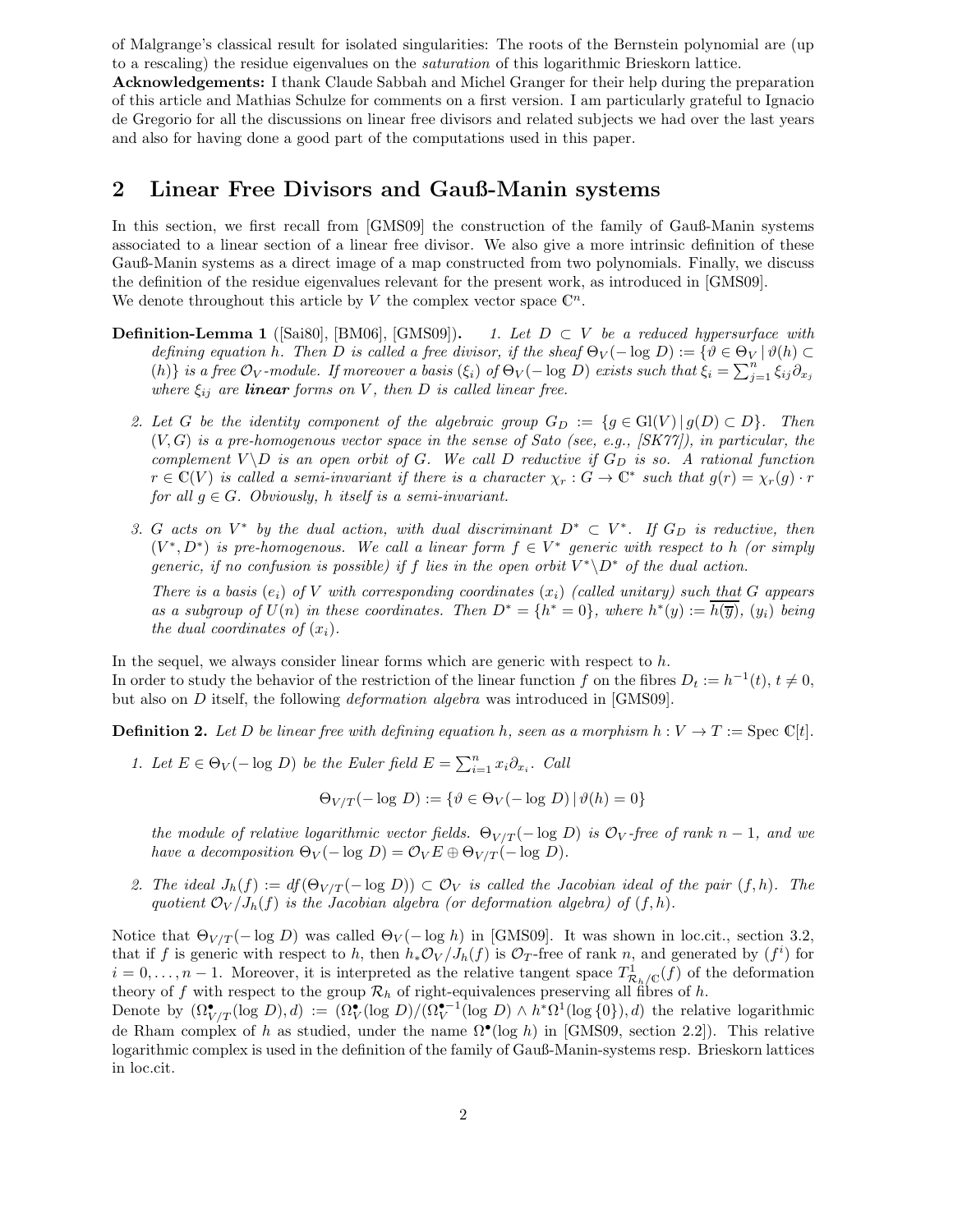of Malgrange's classical result for isolated singularities: The roots of the Bernstein polynomial are (up to a rescaling) the residue eigenvalues on the *saturation* of this logarithmic Brieskorn lattice.

**Acknowledgements:** I thank Claude Sabbah and Michel Granger for their help during the preparation of this article and Mathias Schulze for comments on a first version. I am particularly grateful to Ignacio de Gregorio for all the discussions on linear free divisors and related subjects we had over the last years and also for having done a good part of the computations used in this paper.

## 2 Linear Free Divisors and Gauß-Manin systems

In this section, we first recall from [GMS09] the construction of the family of Gauß-Manin systems associated to a linear section of a linear free divisor. We also give a more intrinsic definition of these Gauß-Manin systems as a direct image of a map constructed from two polynomials. Finally, we discuss the definition of the residue eigenvalues relevant for the present work, as introduced in [GMS09].

We denote throughout this article by $V$ the complex vector space $\mathbb{C}^n$.

**Definition-Lemma 1** ([Sai80], [BM06], [GMS09])**.** *1. Let $D \subset V$ be a reduced hypersurface with defining equation $h$. Then $D$ is called a free divisor, if the sheaf $\Theta_V(-\log D) := \{\vartheta \in \Theta_V \,|\, \vartheta(h) \subset (h)\}$ is a free $\mathcal{O}_V$-module. If moreover a basis $(\xi_i)$ of $\Theta_V(-\log D)$ exists such that $\xi_i = \sum_{j=1}^n \xi_{ij}\partial_{x_j}$ where $\xi_{ij}$ are **linear** forms on $V$, then $D$ is called linear free.*

2. *Let $G$ be the identity component of the algebraic group $G_D := \{g \in \mathrm{Gl}(V) \,|\, g(D) \subset D\}$. Then $(V, G)$ is a pre-homogenous vector space in the sense of Sato (see, e.g., [SK77]), in particular, the complement $V \backslash D$ is an open orbit of $G$. We call $D$ reductive if $G_D$ is so. A rational function $r \in \mathbb{C}(V)$ is called a semi-invariant if there is a character $\chi_r : G \to \mathbb{C}^*$ such that $g(r) = \chi_r(g) \cdot r$ for all $g \in G$. Obviously, $h$ itself is a semi-invariant.*

3. *$G$ acts on $V^*$ by the dual action, with dual discriminant $D^* \subset V^*$. If $G_D$ is reductive, then $(V^*, D^*)$ is pre-homogenous. We call a linear form $f \in V^*$ generic with respect to $h$ (or simply generic, if no confusion is possible) if $f$ lies in the open orbit $V^* \backslash D^*$ of the dual action.*

   *There is a basis $(e_i)$ of $V$ with corresponding coordinates $(x_i)$ (called unitary) such that $G$ appears as a subgroup of $U(n)$ in these coordinates. Then $D^* = \{h^* = 0\}$, where $h^*(y) := \overline{h(\overline{y})}$, $(y_i)$ being the dual coordinates of $(x_i)$.*

In the sequel, we always consider linear forms which are generic with respect to $h$.

In order to study the behavior of the restriction of the linear function $f$ on the fibres $D_t := h^{-1}(t)$, $t \neq 0$, but also on $D$ itself, the following *deformation algebra* was introduced in [GMS09].

**Definition 2.** *Let $D$ be linear free with defining equation $h$, seen as a morphism $h : V \to T := \mathrm{Spec}\ \mathbb{C}[t]$.*

1. *Let $E \in \Theta_V(-\log D)$ be the Euler field $E = \sum_{i=1}^n x_i\partial_{x_i}$. Call*

$$\Theta_{V/T}(-\log D) := \{\vartheta \in \Theta_V(-\log D) \,|\, \vartheta(h) = 0\}$$

   *the module of relative logarithmic vector fields. $\Theta_{V/T}(-\log D)$ is $\mathcal{O}_V$-free of rank $n-1$, and we have a decomposition $\Theta_V(-\log D) = \mathcal{O}_V E \oplus \Theta_{V/T}(-\log D)$.*

2. *The ideal $J_h(f) := df(\Theta_{V/T}(-\log D)) \subset \mathcal{O}_V$ is called the Jacobian ideal of the pair $(f, h)$. The quotient $\mathcal{O}_V/J_h(f)$ is the Jacobian algebra (or deformation algebra) of $(f, h)$.*

Notice that $\Theta_{V/T}(-\log D)$ was called $\Theta_V(-\log h)$ in [GMS09]. It was shown in loc.cit., section 3.2, that if $f$ is generic with respect to $h$, then $h_*\mathcal{O}_V/J_h(f)$ is $\mathcal{O}_T$-free of rank $n$, and generated by $(f^i)$ for $i = 0, \ldots, n-1$. Moreover, it is interpreted as the relative tangent space $T^1_{\mathcal{R}_h/\mathbb{C}}(f)$ of the deformation theory of $f$ with respect to the group $\mathcal{R}_h$ of right-equivalences preserving all fibres of $h$.

Denote by $(\Omega^\bullet_{V/T}(\log D), d) := (\Omega^\bullet_V(\log D)/(\Omega^{\bullet-1}_V(\log D) \wedge h^*\Omega^1(\log\{0\}), d)$ the relative logarithmic de Rham complex of $h$ as studied, under the name $\Omega^\bullet(\log h)$ in [GMS09, section 2.2]). This relative logarithmic complex is used in the definition of the family of Gauß-Manin-systems resp. Brieskorn lattices in loc.cit.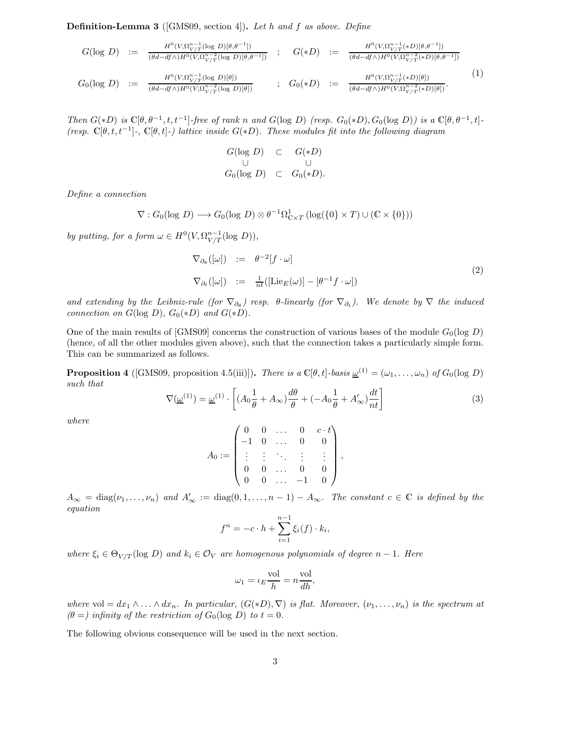**Definition-Lemma 3** ([GMS09, section 4]). *Let $h$ and $f$ as above. Define*

$$
\begin{array}{llll}
G(\log\ D) & := & \frac{H^0(V,\Omega^{n-1}_{V/T}(\log\ D)[\theta,\theta^{-1}])}{(\theta d - df\wedge)H^0(V,\Omega^{n-2}_{V/T}(\log\ D)[\theta,\theta^{-1}])} \quad ; \quad G(*D) & := & \frac{H^0(V,\Omega^{n-1}_{V/T}(*D)[\theta,\theta^{-1}])}{(\theta d - df\wedge)H^0(V,\Omega^{n-2}_{V/T}(*D)[\theta,\theta^{-1}])} \\
G_0(\log\ D) & := & \frac{H^0(V,\Omega^{n-1}_{V/T}(\log\ D)[\theta])}{(\theta d - df\wedge)H^0(V,\Omega^{n-2}_{V/T}(\log\ D)[\theta])} \quad ; \quad G_0(*D) & := & \frac{H^0(V,\Omega^{n-1}_{V/T}(*D)[\theta])}{(\theta d - df\wedge)H^0(V,\Omega^{n-2}_{V/T}(*D)[\theta])}.
\end{array}
\tag{1}
$$

*Then $G(*D)$ is $\mathbb{C}[\theta,\theta^{-1},t,t^{-1}]$-free of rank $n$ and $G(\log\ D)$ (resp. $G_0(*D), G_0(\log\ D)$) is a $\mathbb{C}[\theta,\theta^{-1},t]$- (resp. $\mathbb{C}[\theta,t,t^{-1}]$-, $\mathbb{C}[\theta,t]$-) lattice inside $G(*D)$. These modules fit into the following diagram*

$$
\begin{array}{ccc}
G(\log\ D) & \subset & G(*D) \\
\cup & & \cup \\
G_0(\log\ D) & \subset & G_0(*D).
\end{array}
$$

*Define a connection*

$$\nabla : G_0(\log\ D) \longrightarrow G_0(\log\ D) \otimes \theta^{-1}\Omega^1_{\mathbb{C}\times T}\left(\log(\{0\}\times T)\cup(\mathbb{C}\times\{0\})\right)$$

*by putting, for a form $\omega \in H^0(V,\Omega^{n-1}_{V/T}(\log\ D))$,*

$$
\begin{array}{lll}
\nabla_{\partial_\theta}([\omega]) & := & \theta^{-2}[f\cdot\omega] \\
\nabla_{\partial_t}([\omega]) & := & \frac{1}{nt}([\mathrm{Lie}_E(\omega)] - [\theta^{-1}f\cdot\omega])
\end{array}
\tag{2}
$$

*and extending by the Leibniz-rule (for $\nabla_{\partial_\theta}$) resp. $\theta$-linearly (for $\nabla_{\partial_t}$). We denote by $\nabla$ the induced connection on $G(\log\ D)$, $G_0(*D)$ and $G(*D)$.*

One of the main results of [GMS09] concerns the construction of various bases of the module $G_0(\log\ D)$ (hence, of all the other modules given above), such that the connection takes a particularly simple form. This can be summarized as follows.

**Proposition 4** ([GMS09, proposition 4.5(iii)]). *There is a $\mathbb{C}[\theta,t]$-basis $\underline{\omega}^{(1)} = (\omega_1,\ldots,\omega_n)$ of $G_0(\log\ D)$ such that*

$$\nabla(\underline{\omega}^{(1)}) = \underline{\omega}^{(1)} \cdot \left[(A_0\frac{1}{\theta} + A_\infty)\frac{d\theta}{\theta} + (-A_0\frac{1}{\theta} + A'_\infty)\frac{dt}{nt}\right] \tag{3}$$

*where*

$$A_0 := \begin{pmatrix} 0 & 0 & \ldots & 0 & c\cdot t \\ -1 & 0 & \ldots & 0 & 0 \\ \vdots & \vdots & \ddots & \vdots & \vdots \\ 0 & 0 & \ldots & 0 & 0 \\ 0 & 0 & \ldots & -1 & 0 \end{pmatrix},$$

*$A_\infty = \mathrm{diag}(\nu_1,\ldots,\nu_n)$ and $A'_\infty := \mathrm{diag}(0,1,\ldots,n-1) - A_\infty$. The constant $c \in \mathbb{C}$ is defined by the equation*

$$f^n = -c\cdot h + \sum_{i=1}^{n-1}\xi_i(f)\cdot k_i,$$

*where $\xi_i \in \Theta_{V/T}(\log\ D)$ and $k_i \in \mathcal{O}_V$ are homogenous polynomials of degree $n-1$. Here*

$$\omega_1 = \iota_E\frac{\mathrm{vol}}{h} = n\frac{\mathrm{vol}}{dh},$$

*where $\mathrm{vol} = dx_1\wedge\ldots\wedge dx_n$. In particular, $(G(*D),\nabla)$ is flat. Moreover, $(\nu_1,\ldots,\nu_n)$ is the spectrum at ($\theta =$) infinity of the restriction of $G_0(\log\ D)$ to $t = 0$.*

The following obvious consequence will be used in the next section.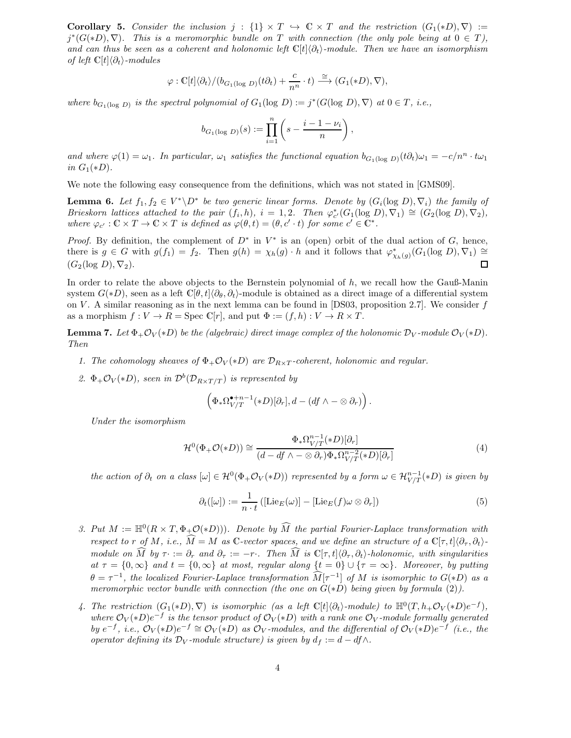**Corollary 5.** *Consider the inclusion $j : \{1\} \times T \hookrightarrow \mathbb{C} \times T$ and the restriction $(G_1(*D), \nabla) := j^*(G(*D), \nabla)$. This is a meromorphic bundle on $T$ with connection (the only pole being at $0 \in T$), and can thus be seen as a coherent and holonomic left $\mathbb{C}[t]\langle\partial_t\rangle$-module. Then we have an isomorphism of left $\mathbb{C}[t]\langle\partial_t\rangle$-modules*

$$\varphi : \mathbb{C}[t]\langle\partial_t\rangle/(b_{G_1(\log\, D)}(t\partial_t) + \frac{c}{n^n} \cdot t) \xrightarrow{\cong} (G_1(*D), \nabla),$$

*where $b_{G_1(\log\, D)}$ is the spectral polynomial of $G_1(\log\, D) := j^*(G(\log\, D), \nabla)$ at $0 \in T$, i.e.,*

$$b_{G_1(\log\, D)}(s) := \prod_{i=1}^{n} \left( s - \frac{i - 1 - \nu_i}{n} \right),$$

*and where $\varphi(1) = \omega_1$. In particular, $\omega_1$ satisfies the functional equation $b_{G_1(\log\, D)}(t\partial_t)\omega_1 = -c/n^n \cdot t\omega_1$ in $G_1(*D)$.*

We note the following easy consequence from the definitions, which was not stated in [GMS09].

**Lemma 6.** *Let $f_1, f_2 \in V^* \backslash D^*$ be two generic linear forms. Denote by $(G_i(\log\, D), \nabla_i)$ the family of Brieskorn lattices attached to the pair $(f_i, h)$, $i = 1, 2$. Then $\varphi^*_{c'}(G_1(\log\, D), \nabla_1) \cong (G_2(\log\, D), \nabla_2)$, where $\varphi_{c'} : \mathbb{C} \times T \to \mathbb{C} \times T$ is defined as $\varphi(\theta, t) = (\theta, c' \cdot t)$ for some $c' \in \mathbb{C}^*$.*

*Proof.* By definition, the complement of $D^*$ in $V^*$ is an (open) orbit of the dual action of $G$, hence, there is $g \in G$ with $g(f_1) = f_2$. Then $g(h) = \chi_h(g) \cdot h$ and it follows that $\varphi^*_{\chi_h(g)}(G_1(\log\, D), \nabla_1) \cong (G_2(\log\, D), \nabla_2)$. □

In order to relate the above objects to the Bernstein polynomial of $h$, we recall how the Gauß-Manin system $G(*D)$, seen as a left $\mathbb{C}[\theta, t]\langle\partial_\theta, \partial_t\rangle$-module is obtained as a direct image of a differential system on $V$. A similar reasoning as in the next lemma can be found in [DS03, proposition 2.7]. We consider $f$ as a morphism $f : V \to R = \operatorname{Spec} \mathbb{C}[r]$, and put $\Phi := (f, h) : V \to R \times T$.

**Lemma 7.** *Let $\Phi_+\mathcal{O}_V(*D)$ be the (algebraic) direct image complex of the holonomic $\mathcal{D}_V$-module $\mathcal{O}_V(*D)$. Then*

1. *The cohomology sheaves of $\Phi_+\mathcal{O}_V(*D)$ are $\mathcal{D}_{R\times T}$-coherent, holonomic and regular.*
2. *$\Phi_+\mathcal{O}_V(*D)$, seen in $\mathcal{D}^b(\mathcal{D}_{R\times T/T})$ is represented by*

$$\left( \Phi_*\Omega^{\bullet+n-1}_{V/T}(*D)[\partial_r], d - (df \wedge - \otimes \partial_r) \right).$$

*Under the isomorphism*

$$\mathcal{H}^0(\Phi_+\mathcal{O}(*D)) \cong \frac{\Phi_*\Omega^{n-1}_{V/T}(*D)[\partial_r]}{(d - df \wedge - \otimes \partial_r)\Phi_*\Omega^{n-2}_{V/T}(*D)[\partial_r]} \tag{4}$$

*the action of $\partial_t$ on a class $[\omega] \in \mathcal{H}^0(\Phi_+\mathcal{O}_V(*D))$ represented by a form $\omega \in \mathcal{H}^{n-1}_{V/T}(*D)$ is given by*

$$\partial_t([\omega]) := \frac{1}{n \cdot t} \left( [\mathrm{Lie}_E(\omega)] - [\mathrm{Lie}_E(f)\omega \otimes \partial_r] \right) \tag{5}$$

3. *Put $M := \mathbb{H}^0(R \times T, \Phi_+\mathcal{O}(*D)))$. Denote by $\widehat{M}$ the partial Fourier-Laplace transformation with respect to $r$ of $M$, i.e., $\widehat{M} = M$ as $\mathbb{C}$-vector spaces, and we define an structure of a $\mathbb{C}[\tau, t]\langle\partial_\tau, \partial_t\rangle$-module on $\widehat{M}$ by $\tau \cdot := \partial_r$ and $\partial_\tau := -r\cdot$. Then $\widehat{M}$ is $\mathbb{C}[\tau, t]\langle\partial_\tau, \partial_t\rangle$-holonomic, with singularities at $\tau = \{0, \infty\}$ and $t = \{0, \infty\}$ at most, regular along $\{t = 0\} \cup \{\tau = \infty\}$. Moreover, by putting $\theta = \tau^{-1}$, the localized Fourier-Laplace transformation $\widehat{M}[\tau^{-1}]$ of $M$ is isomorphic to $G(*D)$ as a meromorphic vector bundle with connection (the one on $G(*D)$ being given by formula (2)).*
4. *The restriction $(G_1(*D), \nabla)$ is isomorphic (as a left $\mathbb{C}[t]\langle\partial_t\rangle$-module) to $\mathbb{H}^0(T, h_+\mathcal{O}_V(*D)e^{-f})$, where $\mathcal{O}_V(*D)e^{-f}$ is the tensor product of $\mathcal{O}_V(*D)$ with a rank one $\mathcal{O}_V$-module formally generated by $e^{-f}$, i.e., $\mathcal{O}_V(*D)e^{-f} \cong \mathcal{O}_V(*D)$ as $\mathcal{O}_V$-modules, and the differential of $\mathcal{O}_V(*D)e^{-f}$ (i.e., the operator defining its $\mathcal{D}_V$-module structure) is given by $d_f := d - df\wedge$.*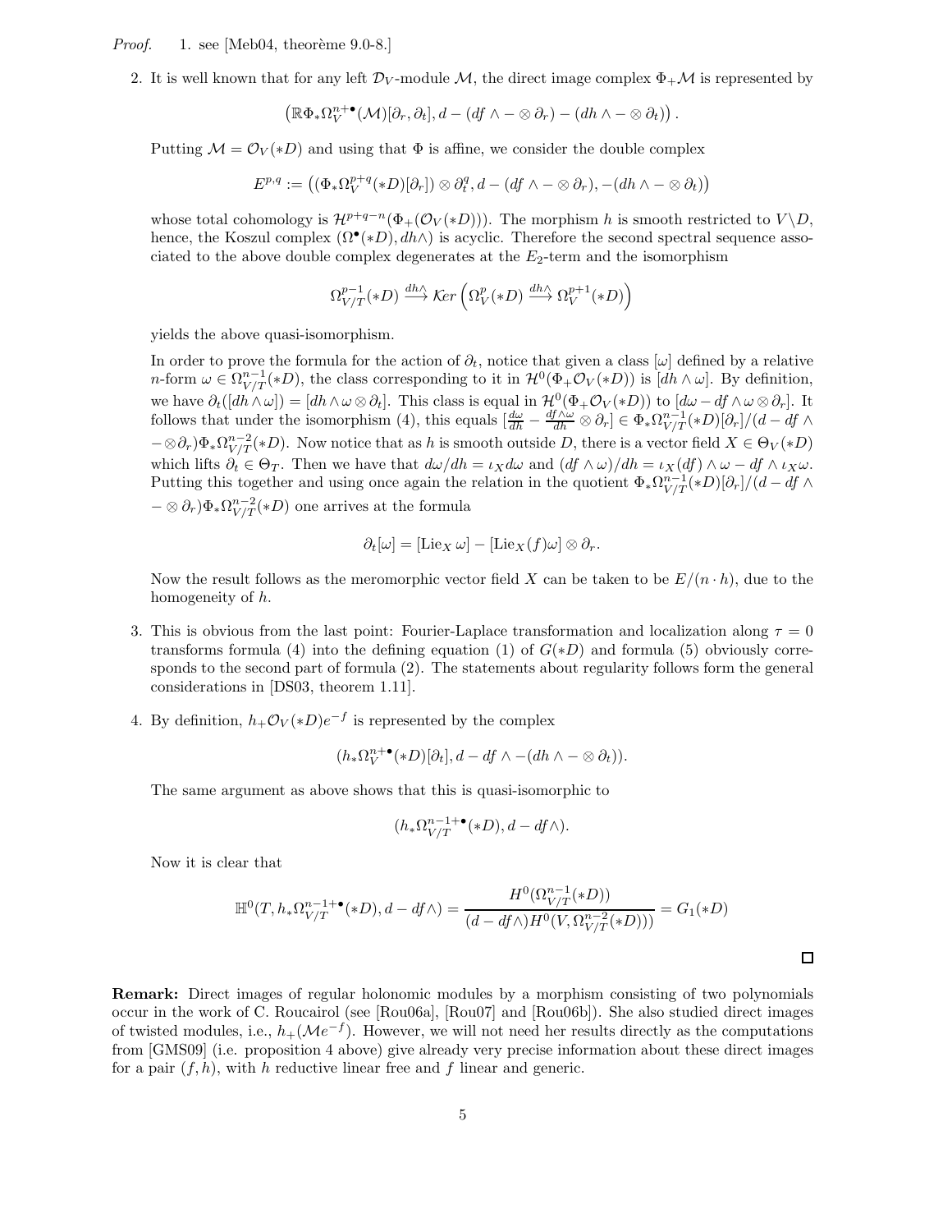*Proof.* 1. see [Meb04, theorème 9.0-8.]

2. It is well known that for any left $\mathcal{D}_V$-module $\mathcal{M}$, the direct image complex $\Phi_+\mathcal{M}$ is represented by

$$\left(\mathbb{R}\Phi_*\Omega_V^{n+\bullet}(\mathcal{M})[\partial_r,\partial_t], d - (df \wedge - \otimes \partial_r) - (dh \wedge - \otimes \partial_t)\right).$$

Putting $\mathcal{M} = \mathcal{O}_V(*D)$ and using that $\Phi$ is affine, we consider the double complex

$$E^{p,q} := \left((\Phi_*\Omega_V^{p+q}(*D)[\partial_r]) \otimes \partial_t^q, d - (df \wedge - \otimes \partial_r), -(dh \wedge - \otimes \partial_t)\right)$$

whose total cohomology is $\mathcal{H}^{p+q-n}(\Phi_+(\mathcal{O}_V(*D)))$. The morphism $h$ is smooth restricted to $V\backslash D$, hence, the Koszul complex $(\Omega^\bullet(*D), dh\wedge)$ is acyclic. Therefore the second spectral sequence associated to the above double complex degenerates at the $E_2$-term and the isomorphism

$$\Omega_{V/T}^{p-1}(*D) \xrightarrow{dh\wedge} \mathcal{K}er\left(\Omega_V^p(*D) \xrightarrow{dh\wedge} \Omega_V^{p+1}(*D)\right)$$

yields the above quasi-isomorphism.

In order to prove the formula for the action of $\partial_t$, notice that given a class $[\omega]$ defined by a relative $n$-form $\omega \in \Omega_{V/T}^{n-1}(*D)$, the class corresponding to it in $\mathcal{H}^0(\Phi_+\mathcal{O}_V(*D))$ is $[dh \wedge \omega]$. By definition, we have $\partial_t([dh\wedge\omega]) = [dh \wedge \omega \otimes \partial_t]$. This class is equal in $\mathcal{H}^0(\Phi_+\mathcal{O}_V(*D))$ to $[d\omega - df \wedge \omega \otimes \partial_r]$. It follows that under the isomorphism (4), this equals $[\frac{d\omega}{dh} - \frac{df\wedge\omega}{dh} \otimes \partial_r] \in \Phi_*\Omega_{V/T}^{n-1}(*D)[\partial_r]/(d - df \wedge - \otimes \partial_r)\Phi_*\Omega_{V/T}^{n-2}(*D)$. Now notice that as $h$ is smooth outside $D$, there is a vector field $X \in \Theta_V(*D)$ which lifts $\partial_t \in \Theta_T$. Then we have that $d\omega/dh = \iota_X d\omega$ and $(df \wedge \omega)/dh = \iota_X(df) \wedge \omega - df \wedge \iota_X\omega$. Putting this together and using once again the relation in the quotient $\Phi_*\Omega_{V/T}^{n-1}(*D)[\partial_r]/(d - df \wedge - \otimes \partial_r)\Phi_*\Omega_{V/T}^{n-2}(*D)$ one arrives at the formula

$$\partial_t[\omega] = [\mathrm{Lie}_X\,\omega] - [\mathrm{Lie}_X(f)\omega] \otimes \partial_r.$$

Now the result follows as the meromorphic vector field $X$ can be taken to be $E/(n \cdot h)$, due to the homogeneity of $h$.

3. This is obvious from the last point: Fourier-Laplace transformation and localization along $\tau = 0$ transforms formula (4) into the defining equation (1) of $G(*D)$ and formula (5) obviously corresponds to the second part of formula (2). The statements about regularity follows form the general considerations in [DS03, theorem 1.11].

4. By definition, $h_+\mathcal{O}_V(*D)e^{-f}$ is represented by the complex

$$(h_*\Omega_V^{n+\bullet}(*D)[\partial_t], d - df \wedge -(dh \wedge - \otimes \partial_t)).$$

The same argument as above shows that this is quasi-isomorphic to

$$(h_*\Omega_{V/T}^{n-1+\bullet}(*D), d - df\wedge).$$

Now it is clear that

$$\mathbb{H}^0(T, h_*\Omega_{V/T}^{n-1+\bullet}(*D), d - df\wedge) = \frac{H^0(\Omega_{V/T}^{n-1}(*D))}{(d - df\wedge)H^0(V, \Omega_{V/T}^{n-2}(*D)))} = G_1(*D)$$

□

**Remark:** Direct images of regular holonomic modules by a morphism consisting of two polynomials occur in the work of C. Roucairol (see [Rou06a], [Rou07] and [Rou06b]). She also studied direct images of twisted modules, i.e., $h_+(\mathcal{M}e^{-f})$. However, we will not need her results directly as the computations from [GMS09] (i.e. proposition 4 above) give already very precise information about these direct images for a pair $(f, h)$, with $h$ reductive linear free and $f$ linear and generic.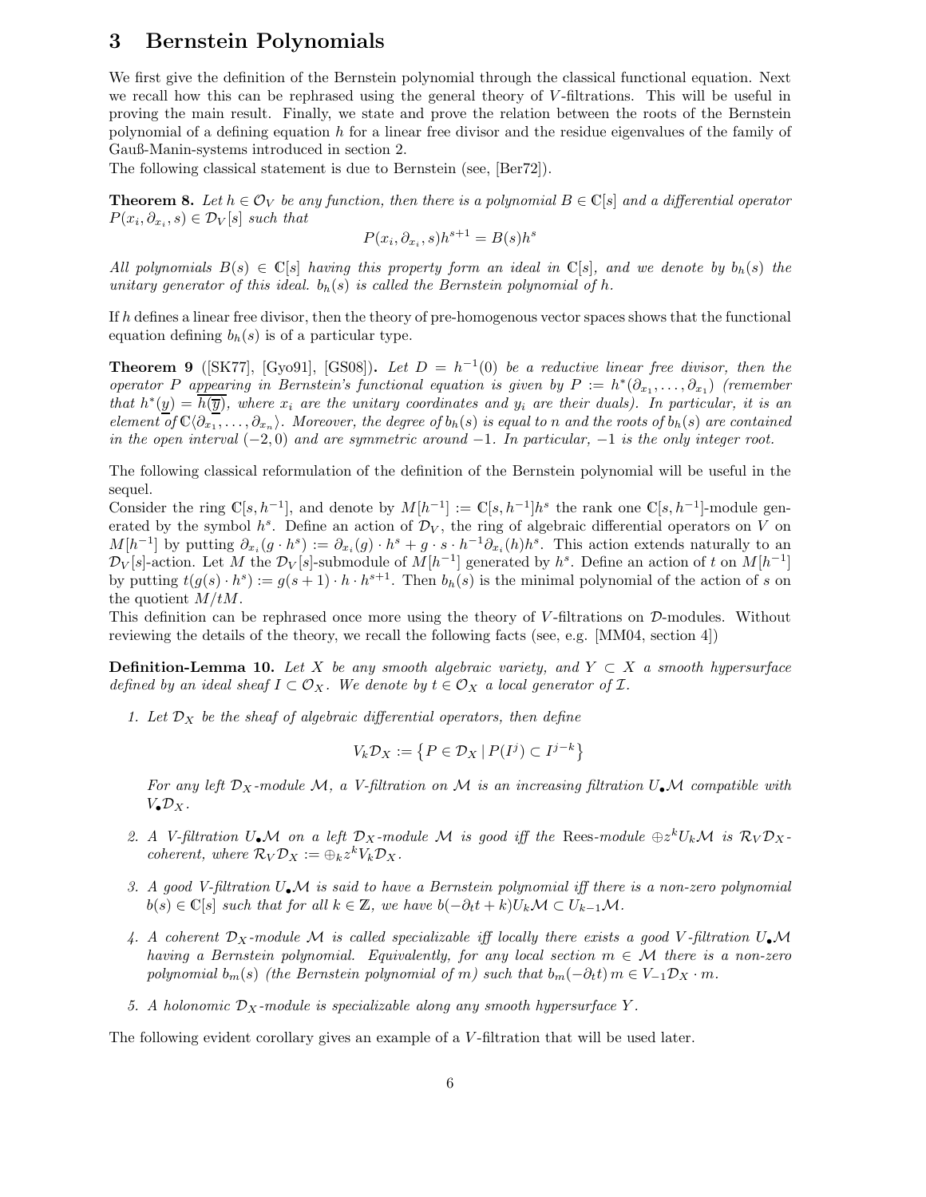# 3 Bernstein Polynomials

We first give the definition of the Bernstein polynomial through the classical functional equation. Next we recall how this can be rephrased using the general theory of $V$-filtrations. This will be useful in proving the main result. Finally, we state and prove the relation between the roots of the Bernstein polynomial of a defining equation $h$ for a linear free divisor and the residue eigenvalues of the family of Gauß-Manin-systems introduced in section 2.

The following classical statement is due to Bernstein (see, [Ber72]).

**Theorem 8.** *Let $h \in \mathcal{O}_V$ be any function, then there is a polynomial $B \in \mathbb{C}[s]$ and a differential operator $P(x_i, \partial_{x_i}, s) \in \mathcal{D}_V[s]$ such that*

$$P(x_i, \partial_{x_i}, s)h^{s+1} = B(s)h^s$$

*All polynomials $B(s) \in \mathbb{C}[s]$ having this property form an ideal in $\mathbb{C}[s]$, and we denote by $b_h(s)$ the unitary generator of this ideal. $b_h(s)$ is called the Bernstein polynomial of $h$.*

If $h$ defines a linear free divisor, then the theory of pre-homogenous vector spaces shows that the functional equation defining $b_h(s)$ is of a particular type.

**Theorem 9** ([SK77], [Gyo91], [GS08])**.** *Let $D = h^{-1}(0)$ be a reductive linear free divisor, then the operator $P$ appearing in Bernstein's functional equation is given by $P := h^*(\partial_{x_1}, \ldots, \partial_{x_1})$ (remember that $h^*(\underline{y}) = \overline{h(\overline{\underline{y}})}$, where $x_i$ are the unitary coordinates and $y_i$ are their duals). In particular, it is an element of $\mathbb{C}\langle \partial_{x_1}, \ldots, \partial_{x_n}\rangle$. Moreover, the degree of $b_h(s)$ is equal to $n$ and the roots of $b_h(s)$ are contained in the open interval $(-2, 0)$ and are symmetric around $-1$. In particular, $-1$ is the only integer root.*

The following classical reformulation of the definition of the Bernstein polynomial will be useful in the sequel.

Consider the ring $\mathbb{C}[s, h^{-1}]$, and denote by $M[h^{-1}] := \mathbb{C}[s, h^{-1}]h^s$ the rank one $\mathbb{C}[s, h^{-1}]$-module generated by the symbol $h^s$. Define an action of $\mathcal{D}_V$, the ring of algebraic differential operators on $V$ on $M[h^{-1}]$ by putting $\partial_{x_i}(g \cdot h^s) := \partial_{x_i}(g) \cdot h^s + g \cdot s \cdot h^{-1}\partial_{x_i}(h)h^s$. This action extends naturally to an $\mathcal{D}_V[s]$-action. Let $M$ the $\mathcal{D}_V[s]$-submodule of $M[h^{-1}]$ generated by $h^s$. Define an action of $t$ on $M[h^{-1}]$ by putting $t(g(s) \cdot h^s) := g(s+1) \cdot h \cdot h^{s+1}$. Then $b_h(s)$ is the minimal polynomial of the action of $s$ on the quotient $M/tM$.

This definition can be rephrased once more using the theory of $V$-filtrations on $\mathcal{D}$-modules. Without reviewing the details of the theory, we recall the following facts (see, e.g. [MM04, section 4])

**Definition-Lemma 10.** *Let $X$ be any smooth algebraic variety, and $Y \subset X$ a smooth hypersurface defined by an ideal sheaf $I \subset \mathcal{O}_X$. We denote by $t \in \mathcal{O}_X$ a local generator of $\mathcal{I}$.*

1. *Let $\mathcal{D}_X$ be the sheaf of algebraic differential operators, then define*

$$V_k\mathcal{D}_X := \left\{ P \in \mathcal{D}_X \,|\, P(I^j) \subset I^{j-k} \right\}$$

   *For any left $\mathcal{D}_X$-module $\mathcal{M}$, a $V$-filtration on $\mathcal{M}$ is an increasing filtration $U_\bullet\mathcal{M}$ compatible with $V_\bullet\mathcal{D}_X$.*

2. *A $V$-filtration $U_\bullet\mathcal{M}$ on a left $\mathcal{D}_X$-module $\mathcal{M}$ is good iff the* Rees*-module $\oplus z^k U_k\mathcal{M}$ is $\mathcal{R}_V\mathcal{D}_X$-coherent, where $\mathcal{R}_V\mathcal{D}_X := \oplus_k z^k V_k\mathcal{D}_X$.*

3. *A good $V$-filtration $U_\bullet\mathcal{M}$ is said to have a Bernstein polynomial iff there is a non-zero polynomial $b(s) \in \mathbb{C}[s]$ such that for all $k \in \mathbb{Z}$, we have $b(-\partial_t t + k)U_k\mathcal{M} \subset U_{k-1}\mathcal{M}$.*

4. *A coherent $\mathcal{D}_X$-module $\mathcal{M}$ is called specializable iff locally there exists a good $V$-filtration $U_\bullet\mathcal{M}$ having a Bernstein polynomial. Equivalently, for any local section $m \in \mathcal{M}$ there is a non-zero polynomial $b_m(s)$ (the Bernstein polynomial of $m$) such that $b_m(-\partial_t t)\, m \in V_{-1}\mathcal{D}_X \cdot m$.*

5. *A holonomic $\mathcal{D}_X$-module is specializable along any smooth hypersurface $Y$.*

The following evident corollary gives an example of a $V$-filtration that will be used later.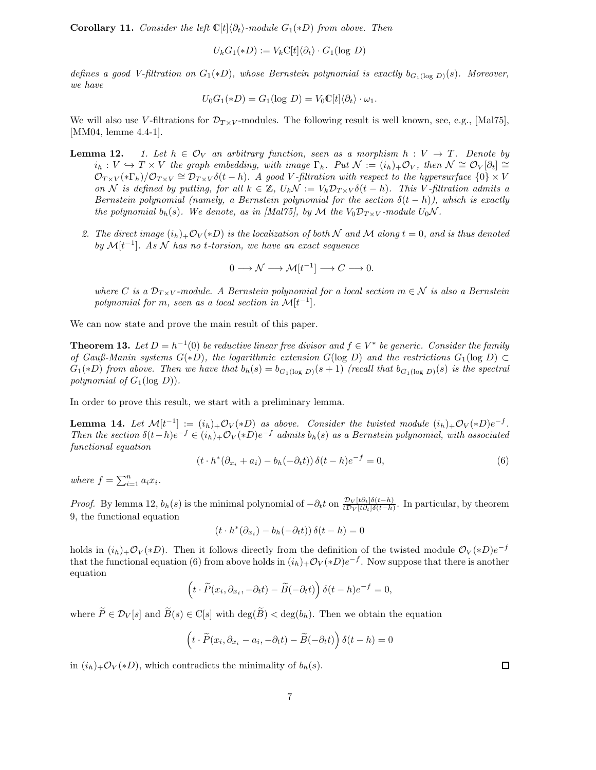**Corollary 11.** *Consider the left $\mathbb{C}[t]\langle\partial_t\rangle$-module $G_1(*D)$ from above. Then*

$$U_k G_1(*D) := V_k \mathbb{C}[t]\langle\partial_t\rangle \cdot G_1(\log\, D)$$

*defines a good $V$-filtration on $G_1(*D)$, whose Bernstein polynomial is exactly $b_{G_1(\log\, D)}(s)$. Moreover, we have*

$$U_0 G_1(*D) = G_1(\log\, D) = V_0 \mathbb{C}[t]\langle\partial_t\rangle \cdot \omega_1.$$

We will also use $V$-filtrations for $\mathcal{D}_{T\times V}$-modules. The following result is well known, see, e.g., [Mal75], [MM04, lemme 4.4-1].

**Lemma 12.** *1. Let $h \in \mathcal{O}_V$ an arbitrary function, seen as a morphism $h : V \to T$. Denote by $i_h : V \hookrightarrow T \times V$ the graph embedding, with image $\Gamma_h$. Put $\mathcal{N} := (i_h)_+\mathcal{O}_V$, then $\mathcal{N} \cong \mathcal{O}_V[\partial_t] \cong \mathcal{O}_{T\times V}(*\Gamma_h)/\mathcal{O}_{T\times V} \cong \mathcal{D}_{T\times V}\delta(t-h)$. A good $V$-filtration with respect to the hypersurface $\{0\} \times V$ on $\mathcal{N}$ is defined by putting, for all $k \in \mathbb{Z}$, $U_k\mathcal{N} := V_k\mathcal{D}_{T\times V}\delta(t-h)$. This $V$-filtration admits a Bernstein polynomial (namely, a Bernstein polynomial for the section $\delta(t-h)$), which is exactly the polynomial $b_h(s)$. We denote, as in [Mal75], by $\mathcal{M}$ the $V_0\mathcal{D}_{T\times V}$-module $U_0\mathcal{N}$.*

*2. The direct image $(i_h)_+\mathcal{O}_V(*D)$ is the localization of both $\mathcal{N}$ and $\mathcal{M}$ along $t = 0$, and is thus denoted by $\mathcal{M}[t^{-1}]$. As $\mathcal{N}$ has no $t$-torsion, we have an exact sequence*

$$0 \longrightarrow \mathcal{N} \longrightarrow \mathcal{M}[t^{-1}] \longrightarrow C \longrightarrow 0.$$

*where $C$ is a $\mathcal{D}_{T\times V}$-module. A Bernstein polynomial for a local section $m \in \mathcal{N}$ is also a Bernstein polynomial for $m$, seen as a local section in $\mathcal{M}[t^{-1}]$.*

We can now state and prove the main result of this paper.

**Theorem 13.** *Let $D = h^{-1}(0)$ be reductive linear free divisor and $f \in V^*$ be generic. Consider the family of Gauß-Manin systems $G(*D)$, the logarithmic extension $G(\log\, D)$ and the restrictions $G_1(\log\, D) \subset G_1(*D)$ from above. Then we have that $b_h(s) = b_{G_1(\log\, D)}(s+1)$ (recall that $b_{G_1(\log\, D)}(s)$ is the spectral polynomial of $G_1(\log\, D)$).*

In order to prove this result, we start with a preliminary lemma.

**Lemma 14.** *Let $\mathcal{M}[t^{-1}] := (i_h)_+\mathcal{O}_V(*D)$ as above. Consider the twisted module $(i_h)_+\mathcal{O}_V(*D)e^{-f}$. Then the section $\delta(t-h)e^{-f} \in (i_h)_+\mathcal{O}_V(*D)e^{-f}$ admits $b_h(s)$ as a Bernstein polynomial, with associated functional equation*

$$\left(t \cdot h^*(\partial_{x_i} + a_i) - b_h(-\partial_t t)\right)\delta(t-h)e^{-f} = 0, \tag{6}$$

*where $f = \sum_{i=1}^n a_i x_i$.*

*Proof.* By lemma 12, $b_h(s)$ is the minimal polynomial of $-\partial_t t$ on $\frac{\mathcal{D}_V[t\partial_t]\delta(t-h)}{t\mathcal{D}_V[t\partial_t]\delta(t-h)}$. In particular, by theorem 9, the functional equation

$$\left(t \cdot h^*(\partial_{x_i}) - b_h(-\partial_t t)\right)\delta(t-h) = 0$$

holds in $(i_h)_+\mathcal{O}_V(*D)$. Then it follows directly from the definition of the twisted module $\mathcal{O}_V(*D)e^{-f}$ that the functional equation (6) from above holds in $(i_h)_+\mathcal{O}_V(*D)e^{-f}$. Now suppose that there is another equation

$$\left(t \cdot \widetilde{P}(x_i, \partial_{x_i}, -\partial_t t) - \widetilde{B}(-\partial_t t)\right)\delta(t-h)e^{-f} = 0,$$

where $\widetilde{P} \in \mathcal{D}_V[s]$ and $\widetilde{B}(s) \in \mathbb{C}[s]$ with $\deg(\widetilde{B}) < \deg(b_h)$. Then we obtain the equation

$$\left(t \cdot \widetilde{P}(x_i, \partial_{x_i} - a_i, -\partial_t t) - \widetilde{B}(-\partial_t t)\right)\delta(t-h) = 0$$

in $(i_h)_+\mathcal{O}_V(*D)$, which contradicts the minimality of $b_h(s)$. $\square$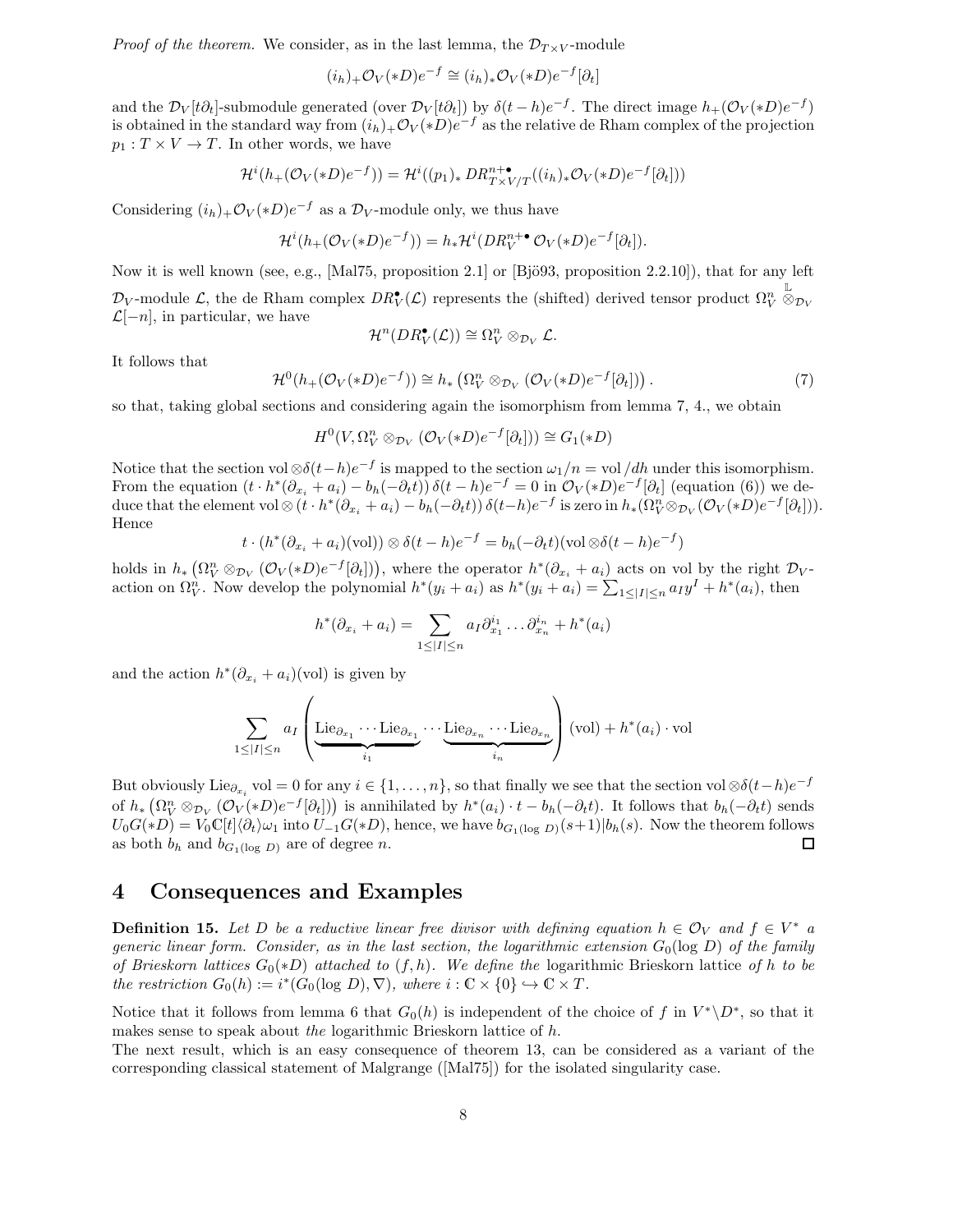*Proof of the theorem.* We consider, as in the last lemma, the $\mathcal{D}_{T\times V}$-module

$$(i_h)_+\mathcal{O}_V(*D)e^{-f} \cong (i_h)_*\mathcal{O}_V(*D)e^{-f}[\partial_t]$$

and the $\mathcal{D}_V[t\partial_t]$-submodule generated (over $\mathcal{D}_V[t\partial_t]$) by $\delta(t-h)e^{-f}$. The direct image $h_+(\mathcal{O}_V(*D)e^{-f})$ is obtained in the standard way from $(i_h)_+\mathcal{O}_V(*D)e^{-f}$ as the relative de Rham complex of the projection $p_1 : T\times V \to T$. In other words, we have

$$\mathcal{H}^i(h_+(\mathcal{O}_V(*D)e^{-f})) = \mathcal{H}^i((p_1)_*\, DR^{n+\bullet}_{T\times V/T}((i_h)_*\mathcal{O}_V(*D)e^{-f}[\partial_t]))$$

Considering $(i_h)_+\mathcal{O}_V(*D)e^{-f}$ as a $\mathcal{D}_V$-module only, we thus have

$$\mathcal{H}^i(h_+(\mathcal{O}_V(*D)e^{-f})) = h_*\mathcal{H}^i(DR^{n+\bullet}_V\,\mathcal{O}_V(*D)e^{-f}[\partial_t]).$$

Now it is well known (see, e.g., [Mal75, proposition 2.1] or [Bjö93, proposition 2.2.10]), that for any left $\mathcal{D}_V$-module $\mathcal{L}$, the de Rham complex $DR^\bullet_V(\mathcal{L})$ represents the (shifted) derived tensor product $\Omega^n_V \overset{\mathbb{L}}{\otimes}_{\mathcal{D}_V} \mathcal{L}[-n]$, in particular, we have

$$\mathcal{H}^n(DR^\bullet_V(\mathcal{L})) \cong \Omega^n_V \otimes_{\mathcal{D}_V} \mathcal{L}.$$

It follows that

$$\mathcal{H}^0(h_+(\mathcal{O}_V(*D)e^{-f})) \cong h_*\left(\Omega^n_V \otimes_{\mathcal{D}_V} (\mathcal{O}_V(*D)e^{-f}[\partial_t])\right). \tag{7}$$

so that, taking global sections and considering again the isomorphism from lemma 7, 4., we obtain

$$H^0(V, \Omega^n_V \otimes_{\mathcal{D}_V} (\mathcal{O}_V(*D)e^{-f}[\partial_t])) \cong G_1(*D)$$

Notice that the section $\mathrm{vol}\otimes\delta(t-h)e^{-f}$ is mapped to the section $\omega_1/n = \mathrm{vol}/dh$ under this isomorphism. From the equation $(t\cdot h^*(\partial_{x_i}+a_i) - b_h(-\partial_t t))\,\delta(t-h)e^{-f} = 0$ in $\mathcal{O}_V(*D)e^{-f}[\partial_t]$ (equation (6)) we deduce that the element $\mathrm{vol}\otimes(t\cdot h^*(\partial_{x_i}+a_i) - b_h(-\partial_t t))\,\delta(t-h)e^{-f}$ is zero in $h_*(\Omega^n_V\otimes_{\mathcal{D}_V}(\mathcal{O}_V(*D)e^{-f}[\partial_t]))$. Hence

$$t\cdot(h^*(\partial_{x_i}+a_i)(\mathrm{vol}))\otimes\delta(t-h)e^{-f} = b_h(-\partial_t t)(\mathrm{vol}\otimes\delta(t-h)e^{-f})$$

holds in $h_*\left(\Omega^n_V \otimes_{\mathcal{D}_V} (\mathcal{O}_V(*D)e^{-f}[\partial_t])\right)$, where the operator $h^*(\partial_{x_i}+a_i)$ acts on vol by the right $\mathcal{D}_V$-action on $\Omega^n_V$. Now develop the polynomial $h^*(y_i+a_i)$ as $h^*(y_i+a_i) = \sum_{1\leq|I|\leq n} a_I y^I + h^*(a_i)$, then

$$h^*(\partial_{x_i}+a_i) = \sum_{1\leq|I|\leq n} a_I \partial_{x_1}^{i_1}\ldots\partial_{x_n}^{i_n} + h^*(a_i)$$

and the action $h^*(\partial_{x_i}+a_i)(\mathrm{vol})$ is given by

$$\sum_{1\leq|I|\leq n} a_I \left(\underbrace{\mathrm{Lie}_{\partial_{x_1}}\cdots\mathrm{Lie}_{\partial_{x_1}}}_{i_1}\cdots\underbrace{\mathrm{Lie}_{\partial_{x_n}}\cdots\mathrm{Lie}_{\partial_{x_n}}}_{i_n}\right)(\mathrm{vol}) + h^*(a_i)\cdot\mathrm{vol}$$

But obviously $\mathrm{Lie}_{\partial_{x_i}}\mathrm{vol} = 0$ for any $i\in\{1,\ldots,n\}$, so that finally we see that the section $\mathrm{vol}\otimes\delta(t-h)e^{-f}$ of $h_*\left(\Omega^n_V \otimes_{\mathcal{D}_V} (\mathcal{O}_V(*D)e^{-f}[\partial_t])\right)$ is annihilated by $h^*(a_i)\cdot t - b_h(-\partial_t t)$. It follows that $b_h(-\partial_t t)$ sends $U_0G(*D) = V_0\mathbb{C}[t]\langle\partial_t\rangle\omega_1$ into $U_{-1}G(*D)$, hence, we have $b_{G_1(\log D)}(s+1)|b_h(s)$. Now the theorem follows as both $b_h$ and $b_{G_1(\log D)}$ are of degree $n$. $\square$

# 4 Consequences and Examples

**Definition 15.** *Let $D$ be a reductive linear free divisor with defining equation $h\in\mathcal{O}_V$ and $f\in V^*$ a generic linear form. Consider, as in the last section, the logarithmic extension $G_0(\log D)$ of the family of Brieskorn lattices $G_0(*D)$ attached to $(f,h)$. We define the* logarithmic Brieskorn lattice *of $h$ to be the restriction $G_0(h) := i^*(G_0(\log D),\nabla)$, where $i:\mathbb{C}\times\{0\}\hookrightarrow\mathbb{C}\times T$.*

Notice that it follows from lemma 6 that $G_0(h)$ is independent of the choice of $f$ in $V^*\backslash D^*$, so that it makes sense to speak about *the* logarithmic Brieskorn lattice of $h$.

The next result, which is an easy consequence of theorem 13, can be considered as a variant of the corresponding classical statement of Malgrange ([Mal75]) for the isolated singularity case.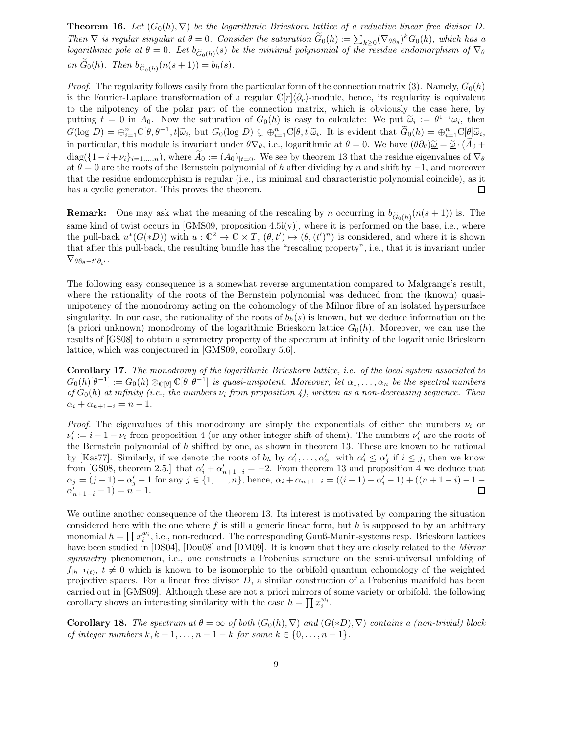**Theorem 16.** *Let $(G_0(h), \nabla)$ be the logarithmic Brieskorn lattice of a reductive linear free divisor $D$. Then $\nabla$ is regular singular at $\theta = 0$. Consider the saturation $\widetilde{G}_0(h) := \sum_{k\geq 0}(\nabla_{\theta\partial_\theta})^k G_0(h)$, which has a logarithmic pole at $\theta = 0$. Let $b_{\widetilde{G}_0(h)}(s)$ be the minimal polynomial of the residue endomorphism of $\nabla_\theta$ on $\widetilde{G}_0(h)$. Then $b_{\widetilde{G}_0(h)}(n(s+1)) = b_h(s)$.*

*Proof.* The regularity follows easily from the particular form of the connection matrix (3). Namely, $G_0(h)$ is the Fourier-Laplace transformation of a regular $\mathbb{C}[r]\langle\partial_r\rangle$-module, hence, its regularity is equivalent to the nilpotency of the polar part of the connection matrix, which is obviously the case here, by putting $t = 0$ in $A_0$. Now the saturation of $G_0(h)$ is easy to calculate: We put $\widetilde{\omega}_i := \theta^{1-i}\omega_i$, then $G(\log D) = \oplus_{i=1}^n \mathbb{C}[\theta, \theta^{-1}, t]\widetilde{\omega}_i$, but $G_0(\log D) \subsetneq \oplus_{i=1}^n \mathbb{C}[\theta, t]\widetilde{\omega}_i$. It is evident that $\widetilde{G}_0(h) = \oplus_{i=1}^n \mathbb{C}[\theta]\widetilde{\omega}_i$, in particular, this module is invariant under $\theta\nabla_\theta$, i.e., logarithmic at $\theta = 0$. We have $(\theta\partial_\theta)\underline{\widetilde{\omega}} = \underline{\widetilde{\omega}} \cdot (\widetilde{A}_0 + \mathrm{diag}(\{1-i+\nu_i\}_{i=1,\ldots,n})$, where $\widetilde{A}_0 := (A_0)_{|t=0}$. We see by theorem 13 that the residue eigenvalues of $\nabla_\theta$ at $\theta = 0$ are the roots of the Bernstein polynomial of $h$ after dividing by $n$ and shift by $-1$, and moreover that the residue endomorphism is regular (i.e., its minimal and characteristic polynomial coincide), as it has a cyclic generator. This proves the theorem. $\square$

**Remark:** One may ask what the meaning of the rescaling by $n$ occurring in $b_{\widetilde{G}_0(h)}(n(s+1))$ is. The same kind of twist occurs in [GMS09, proposition 4.5i(v)], where it is performed on the base, i.e., where the pull-back $u^*(G(*D))$ with $u : \mathbb{C}^2 \to \mathbb{C} \times T$, $(\theta, t') \mapsto (\theta, (t')^n)$ is considered, and where it is shown that after this pull-back, the resulting bundle has the "rescaling property", i.e., that it is invariant under $\nabla_{\theta\partial_\theta - t'\partial_{t'}}$.

The following easy consequence is a somewhat reverse argumentation compared to Malgrange's result, where the rationality of the roots of the Bernstein polynomial was deduced from the (known) quasi-unipotency of the monodromy acting on the cohomology of the Milnor fibre of an isolated hypersurface singularity. In our case, the rationality of the roots of $b_h(s)$ is known, but we deduce information on the (a priori unknown) monodromy of the logarithmic Brieskorn lattice $G_0(h)$. Moreover, we can use the results of [GS08] to obtain a symmetry property of the spectrum at infinity of the logarithmic Brieskorn lattice, which was conjectured in [GMS09, corollary 5.6].

**Corollary 17.** *The monodromy of the logarithmic Brieskorn lattice, i.e. of the local system associated to $G_0(h)[\theta^{-1}] := G_0(h) \otimes_{\mathbb{C}[\theta]} \mathbb{C}[\theta, \theta^{-1}]$ is quasi-unipotent. Moreover, let $\alpha_1, \ldots, \alpha_n$ be the spectral numbers of $G_0(h)$ at infinity (i.e., the numbers $\nu_i$ from proposition 4), written as a non-decreasing sequence. Then $\alpha_i + \alpha_{n+1-i} = n - 1$.*

*Proof.* The eigenvalues of this monodromy are simply the exponentials of either the numbers $\nu_i$ or $\nu_i' := i - 1 - \nu_i$ from proposition 4 (or any other integer shift of them). The numbers $\nu_i'$ are the roots of the Bernstein polynomial of $h$ shifted by one, as shown in theorem 13. These are known to be rational by [Kas77]. Similarly, if we denote the roots of $b_h$ by $\alpha_1', \ldots, \alpha_n'$, with $\alpha_i' \leq \alpha_j'$ if $i \leq j$, then we know from [GS08, theorem 2.5.] that $\alpha_i' + \alpha_{n+1-i}' = -2$. From theorem 13 and proposition 4 we deduce that $\alpha_j = (j-1) - \alpha_j' - 1$ for any $j \in \{1, \ldots, n\}$, hence, $\alpha_i + \alpha_{n+1-i} = ((i-1) - \alpha_i' - 1) + ((n+1-i) - 1 - \alpha_{n+1-i}' - 1) = n - 1$. $\square$

We outline another consequence of the theorem 13. Its interest is motivated by comparing the situation considered here with the one where $f$ is still a generic linear form, but $h$ is supposed to by an arbitrary monomial $h = \prod x_i^{w_i}$, i.e., non-reduced. The corresponding Gauß-Manin-systems resp. Brieskorn lattices have been studied in [DS04], [Dou08] and [DM09]. It is known that they are closely related to the *Mirror symmetry* phenomenon, i.e., one constructs a Frobenius structure on the semi-universal unfolding of $f_{|h^{-1}(t)}$, $t \neq 0$ which is known to be isomorphic to the orbifold quantum cohomology of the weighted projective spaces. For a linear free divisor $D$, a similar construction of a Frobenius manifold has been carried out in [GMS09]. Although these are not a priori mirrors of some variety or orbifold, the following corollary shows an interesting similarity with the case $h = \prod x_i^{w_i}$.

**Corollary 18.** *The spectrum at $\theta = \infty$ of both $(G_0(h), \nabla)$ and $(G(*D), \nabla)$ contains a (non-trivial) block of integer numbers $k, k+1, \ldots, n-1-k$ for some $k \in \{0, \ldots, n-1\}$.*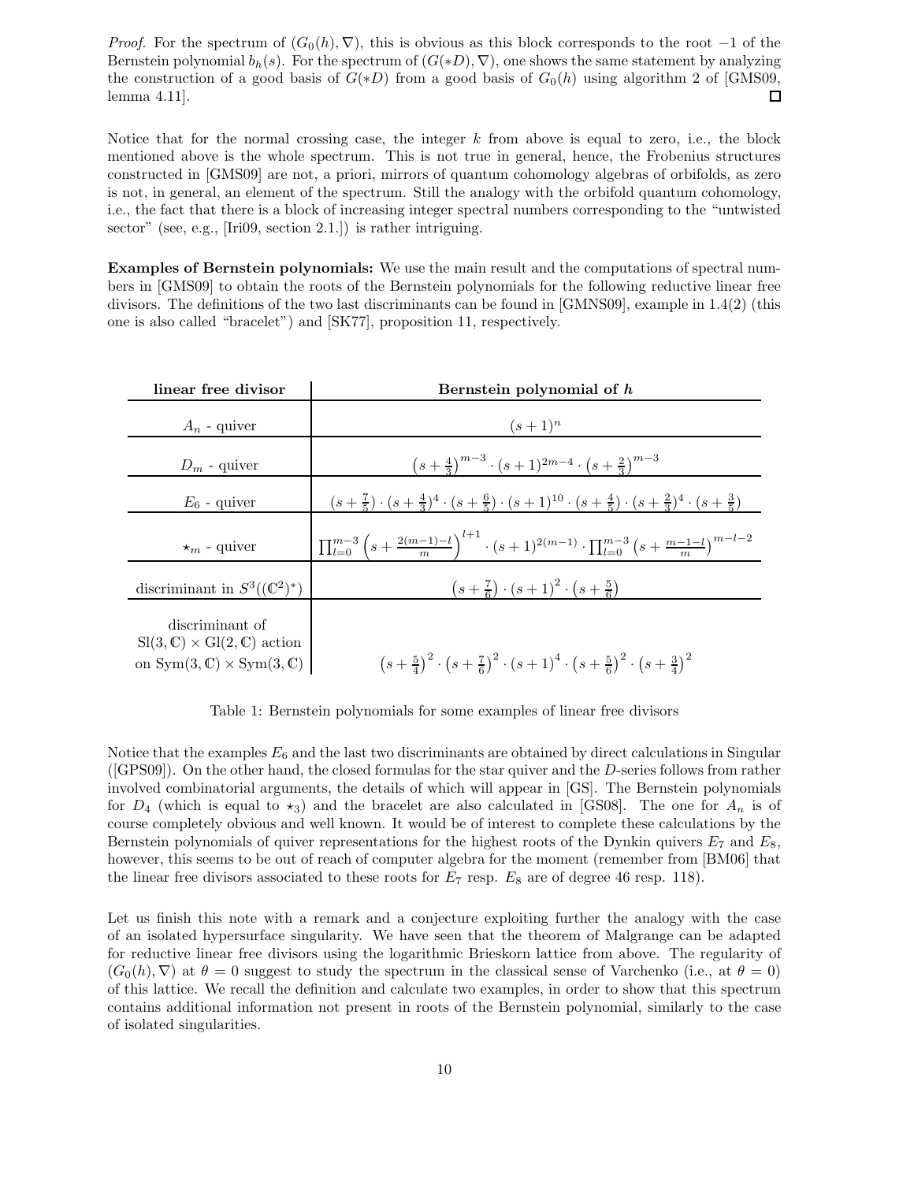*Proof.* For the spectrum of $(G_0(h), \nabla)$, this is obvious as this block corresponds to the root $-1$ of the Bernstein polynomial $b_h(s)$. For the spectrum of $(G(*D), \nabla)$, one shows the same statement by analyzing the construction of a good basis of $G(*D)$ from a good basis of $G_0(h)$ using algorithm 2 of [GMS09, lemma 4.11]. □

Notice that for the normal crossing case, the integer $k$ from above is equal to zero, i.e., the block mentioned above is the whole spectrum. This is not true in general, hence, the Frobenius structures constructed in [GMS09] are not, a priori, mirrors of quantum cohomology algebras of orbifolds, as zero is not, in general, an element of the spectrum. Still the analogy with the orbifold quantum cohomology, i.e., the fact that there is a block of increasing integer spectral numbers corresponding to the "untwisted sector" (see, e.g., [Iri09, section 2.1.]) is rather intriguing.

**Examples of Bernstein polynomials:** We use the main result and the computations of spectral numbers in [GMS09] to obtain the roots of the Bernstein polynomials for the following reductive linear free divisors. The definitions of the two last discriminants can be found in [GMNS09], example in 1.4(2) (this one is also called "bracelet") and [SK77], proposition 11, respectively.

| linear free divisor | Bernstein polynomial of $h$ |
|---|---|
| $A_n$ - quiver | $(s+1)^n$ |
| $D_m$ - quiver | $\left(s+\frac{4}{3}\right)^{m-3} \cdot (s+1)^{2m-4} \cdot \left(s+\frac{2}{3}\right)^{m-3}$ |
| $E_6$ - quiver | $(s+\frac{7}{5}) \cdot (s+\frac{4}{3})^4 \cdot (s+\frac{6}{5}) \cdot (s+1)^{10} \cdot (s+\frac{4}{5}) \cdot (s+\frac{2}{3})^4 \cdot (s+\frac{3}{5})$ |
| $\star_m$ - quiver | $\prod_{l=0}^{m-3} \left(s+\frac{2(m-1)-l}{m}\right)^{l+1} \cdot (s+1)^{2(m-1)} \cdot \prod_{l=0}^{m-3} \left(s+\frac{m-1-l}{m}\right)^{m-l-2}$ |
| discriminant in $S^3((\mathbb{C}^2)^*)$ | $\left(s+\frac{7}{6}\right) \cdot (s+1)^2 \cdot \left(s+\frac{5}{6}\right)$ |
| discriminant of $\mathrm{Sl}(3,\mathbb{C}) \times \mathrm{Gl}(2,\mathbb{C})$ action on $\mathrm{Sym}(3,\mathbb{C}) \times \mathrm{Sym}(3,\mathbb{C})$ | $\left(s+\frac{5}{4}\right)^2 \cdot \left(s+\frac{7}{6}\right)^2 \cdot (s+1)^4 \cdot \left(s+\frac{5}{6}\right)^2 \cdot \left(s+\frac{3}{4}\right)^2$ |

Table 1: Bernstein polynomials for some examples of linear free divisors

Notice that the examples $E_6$ and the last two discriminants are obtained by direct calculations in Singular ([GPS09]). On the other hand, the closed formulas for the star quiver and the $D$-series follows from rather involved combinatorial arguments, the details of which will appear in [GS]. The Bernstein polynomials for $D_4$ (which is equal to $\star_3$) and the bracelet are also calculated in [GS08]. The one for $A_n$ is of course completely obvious and well known. It would be of interest to complete these calculations by the Bernstein polynomials of quiver representations for the highest roots of the Dynkin quivers $E_7$ and $E_8$, however, this seems to be out of reach of computer algebra for the moment (remember from [BM06] that the linear free divisors associated to these roots for $E_7$ resp. $E_8$ are of degree 46 resp. 118).

Let us finish this note with a remark and a conjecture exploiting further the analogy with the case of an isolated hypersurface singularity. We have seen that the theorem of Malgrange can be adapted for reductive linear free divisors using the logarithmic Brieskorn lattice from above. The regularity of $(G_0(h), \nabla)$ at $\theta = 0$ suggest to study the spectrum in the classical sense of Varchenko (i.e., at $\theta = 0$) of this lattice. We recall the definition and calculate two examples, in order to show that this spectrum contains additional information not present in roots of the Bernstein polynomial, similarly to the case of isolated singularities.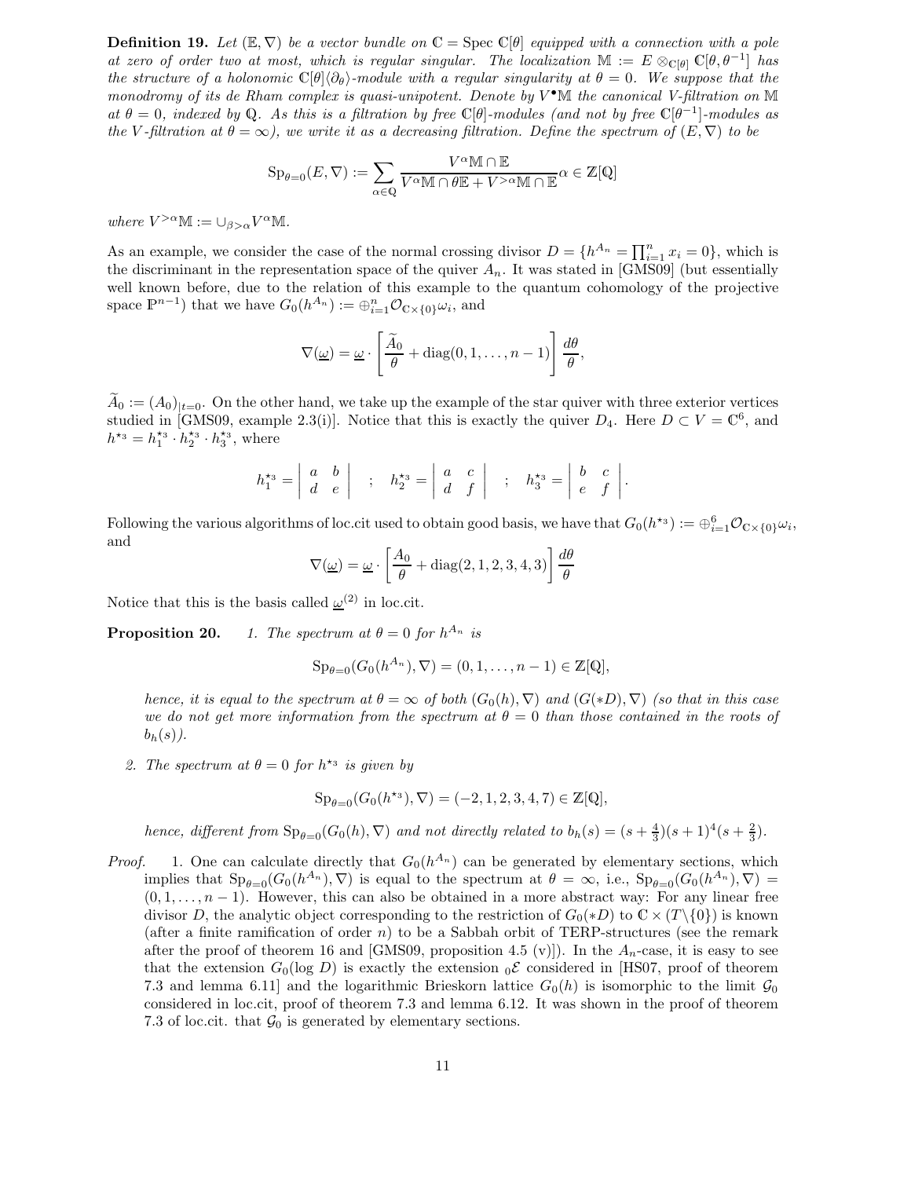**Definition 19.** *Let $(\mathbb{E}, \nabla)$ be a vector bundle on $\mathbb{C} = \operatorname{Spec} \mathbb{C}[\theta]$ equipped with a connection with a pole at zero of order two at most, which is regular singular. The localization $\mathbb{M} := E \otimes_{\mathbb{C}[\theta]} \mathbb{C}[\theta, \theta^{-1}]$ has the structure of a holonomic $\mathbb{C}[\theta]\langle\partial_\theta\rangle$-module with a regular singularity at $\theta = 0$. We suppose that the monodromy of its de Rham complex is quasi-unipotent. Denote by $V^\bullet\mathbb{M}$ the canonical $V$-filtration on $\mathbb{M}$ at $\theta = 0$, indexed by $\mathbb{Q}$. As this is a filtration by free $\mathbb{C}[\theta]$-modules (and not by free $\mathbb{C}[\theta^{-1}]$-modules as the $V$-filtration at $\theta = \infty$), we write it as a decreasing filtration. Define the spectrum of $(E, \nabla)$ to be*

$$\mathrm{Sp}_{\theta=0}(E, \nabla) := \sum_{\alpha\in\mathbb{Q}} \frac{V^\alpha\mathbb{M} \cap \mathbb{E}}{V^\alpha\mathbb{M} \cap \theta\mathbb{E} + V^{>\alpha}\mathbb{M} \cap \mathbb{E}} \alpha \in \mathbb{Z}[\mathbb{Q}]$$

*where $V^{>\alpha}\mathbb{M} := \cup_{\beta>\alpha} V^\alpha\mathbb{M}$.*

As an example, we consider the case of the normal crossing divisor $D = \{h^{A_n} = \prod_{i=1}^n x_i = 0\}$, which is the discriminant in the representation space of the quiver $A_n$. It was stated in [GMS09] (but essentially well known before, due to the relation of this example to the quantum cohomology of the projective space $\mathbb{P}^{n-1}$) that we have $G_0(h^{A_n}) := \oplus_{i=1}^n \mathcal{O}_{\mathbb{C}\times\{0\}}\omega_i$, and

$$\nabla(\underline{\omega}) = \underline{\omega} \cdot \left[\frac{\widetilde{A}_0}{\theta} + \operatorname{diag}(0, 1, \ldots, n-1)\right] \frac{d\theta}{\theta},$$

$\widetilde{A}_0 := (A_0)_{|t=0}$. On the other hand, we take up the example of the star quiver with three exterior vertices studied in [GMS09, example 2.3(i)]. Notice that this is exactly the quiver $D_4$. Here $D \subset V = \mathbb{C}^6$, and $h^{\star_3} = h_1^{\star_3} \cdot h_2^{\star_3} \cdot h_3^{\star_3}$, where

$$h_1^{\star_3} = \begin{vmatrix} a & b \\ d & e \end{vmatrix} \quad ; \quad h_2^{\star_3} = \begin{vmatrix} a & c \\ d & f \end{vmatrix} \quad ; \quad h_3^{\star_3} = \begin{vmatrix} b & c \\ e & f \end{vmatrix}.$$

Following the various algorithms of loc.cit used to obtain good basis, we have that $G_0(h^{\star_3}) := \oplus_{i=1}^6 \mathcal{O}_{\mathbb{C}\times\{0\}}\omega_i$, and

$$\nabla(\underline{\omega}) = \underline{\omega} \cdot \left[\frac{A_0}{\theta} + \operatorname{diag}(2, 1, 2, 3, 4, 3)\right] \frac{d\theta}{\theta}$$

Notice that this is the basis called $\underline{\omega}^{(2)}$ in loc.cit.

**Proposition 20.**

1. *The spectrum at $\theta = 0$ for $h^{A_n}$ is*

$$\mathrm{Sp}_{\theta=0}(G_0(h^{A_n}), \nabla) = (0, 1, \ldots, n-1) \in \mathbb{Z}[\mathbb{Q}],$$

*hence, it is equal to the spectrum at $\theta = \infty$ of both $(G_0(h), \nabla)$ and $(G(*D), \nabla)$ (so that in this case we do not get more information from the spectrum at $\theta = 0$ than those contained in the roots of $b_h(s)$).*

2. *The spectrum at $\theta = 0$ for $h^{\star_3}$ is given by*

$$\mathrm{Sp}_{\theta=0}(G_0(h^{\star_3}), \nabla) = (-2, 1, 2, 3, 4, 7) \in \mathbb{Z}[\mathbb{Q}],$$

*hence, different from $\mathrm{Sp}_{\theta=0}(G_0(h), \nabla)$ and not directly related to $b_h(s) = (s + \frac{4}{3})(s + 1)^4(s + \frac{2}{3})$.*

*Proof.*

1. One can calculate directly that $G_0(h^{A_n})$ can be generated by elementary sections, which implies that $\mathrm{Sp}_{\theta=0}(G_0(h^{A_n}), \nabla)$ is equal to the spectrum at $\theta = \infty$, i.e., $\mathrm{Sp}_{\theta=0}(G_0(h^{A_n}), \nabla) = (0, 1, \ldots, n-1)$. However, this can also be obtained in a more abstract way: For any linear free divisor $D$, the analytic object corresponding to the restriction of $G_0(*D)$ to $\mathbb{C} \times (T\backslash\{0\})$ is known (after a finite ramification of order $n$) to be a Sabbah orbit of TERP-structures (see the remark after the proof of theorem 16 and [GMS09, proposition 4.5 (v)]). In the $A_n$-case, it is easy to see that the extension $G_0(\log D)$ is exactly the extension ${}_0\mathcal{E}$ considered in [HS07, proof of theorem 7.3 and lemma 6.11] and the logarithmic Brieskorn lattice $G_0(h)$ is isomorphic to the limit $\mathcal{G}_0$ considered in loc.cit, proof of theorem 7.3 and lemma 6.12. It was shown in the proof of theorem 7.3 of loc.cit. that $\mathcal{G}_0$ is generated by elementary sections.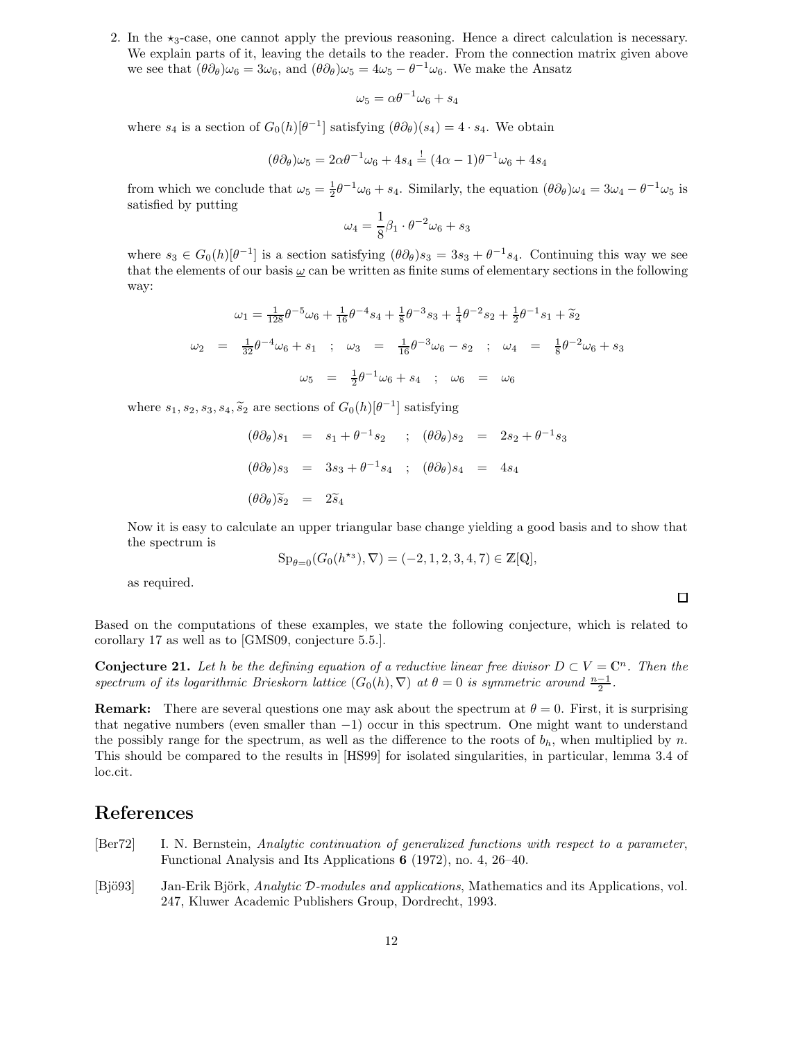2. In the $\star_3$-case, one cannot apply the previous reasoning. Hence a direct calculation is necessary. We explain parts of it, leaving the details to the reader. From the connection matrix given above we see that $(\theta\partial_\theta)\omega_6 = 3\omega_6$, and $(\theta\partial_\theta)\omega_5 = 4\omega_5 - \theta^{-1}\omega_6$. We make the Ansatz

$$\omega_5 = \alpha\theta^{-1}\omega_6 + s_4$$

where $s_4$ is a section of $G_0(h)[\theta^{-1}]$ satisfying $(\theta\partial_\theta)(s_4) = 4 \cdot s_4$. We obtain

$$(\theta\partial_\theta)\omega_5 = 2\alpha\theta^{-1}\omega_6 + 4s_4 \stackrel{!}{=} (4\alpha - 1)\theta^{-1}\omega_6 + 4s_4$$

from which we conclude that $\omega_5 = \frac{1}{2}\theta^{-1}\omega_6 + s_4$. Similarly, the equation $(\theta\partial_\theta)\omega_4 = 3\omega_4 - \theta^{-1}\omega_5$ is satisfied by putting

$$\omega_4 = \frac{1}{8}\beta_1 \cdot \theta^{-2}\omega_6 + s_3$$

where $s_3 \in G_0(h)[\theta^{-1}]$ is a section satisfying $(\theta\partial_\theta)s_3 = 3s_3 + \theta^{-1}s_4$. Continuing this way we see that the elements of our basis $\underline{\omega}$ can be written as finite sums of elementary sections in the following way:

$$\omega_1 = \tfrac{1}{128}\theta^{-5}\omega_6 + \tfrac{1}{16}\theta^{-4}s_4 + \tfrac{1}{8}\theta^{-3}s_3 + \tfrac{1}{4}\theta^{-2}s_2 + \tfrac{1}{2}\theta^{-1}s_1 + \widetilde{s}_2$$

$$\omega_2 = \tfrac{1}{32}\theta^{-4}\omega_6 + s_1 \quad ; \quad \omega_3 = \tfrac{1}{16}\theta^{-3}\omega_6 - s_2 \quad ; \quad \omega_4 = \tfrac{1}{8}\theta^{-2}\omega_6 + s_3$$

$$\omega_5 = \tfrac{1}{2}\theta^{-1}\omega_6 + s_4 \quad ; \quad \omega_6 = \omega_6$$

where $s_1, s_2, s_3, s_4, \widetilde{s}_2$ are sections of $G_0(h)[\theta^{-1}]$ satisfying

$$(\theta\partial_\theta)s_1 = s_1 + \theta^{-1}s_2 \quad ; \quad (\theta\partial_\theta)s_2 = 2s_2 + \theta^{-1}s_3$$

$$(\theta\partial_\theta)s_3 = 3s_3 + \theta^{-1}s_4 \quad ; \quad (\theta\partial_\theta)s_4 = 4s_4$$

$$(\theta\partial_\theta)\widetilde{s}_2 = 2\widetilde{s}_4$$

Now it is easy to calculate an upper triangular base change yielding a good basis and to show that the spectrum is

$$\mathrm{Sp}_{\theta=0}(G_0(h^{\star_3}), \nabla) = (-2, 1, 2, 3, 4, 7) \in \mathbb{Z}[\mathbb{Q}],$$

as required.

□

Based on the computations of these examples, we state the following conjecture, which is related to corollary 17 as well as to [GMS09, conjecture 5.5.].

**Conjecture 21.** *Let $h$ be the defining equation of a reductive linear free divisor $D \subset V = \mathbb{C}^n$. Then the spectrum of its logarithmic Brieskorn lattice $(G_0(h), \nabla)$ at $\theta = 0$ is symmetric around $\frac{n-1}{2}$.*

**Remark:** There are several questions one may ask about the spectrum at $\theta = 0$. First, it is surprising that negative numbers (even smaller than $-1$) occur in this spectrum. One might want to understand the possibly range for the spectrum, as well as the difference to the roots of $b_h$, when multiplied by $n$. This should be compared to the results in [HS99] for isolated singularities, in particular, lemma 3.4 of loc.cit.

# References

[Ber72] I. N. Bernstein, *Analytic continuation of generalized functions with respect to a parameter*, Functional Analysis and Its Applications **6** (1972), no. 4, 26–40.

[Bjö93] Jan-Erik Björk, *Analytic $\mathcal{D}$-modules and applications*, Mathematics and its Applications, vol. 247, Kluwer Academic Publishers Group, Dordrecht, 1993.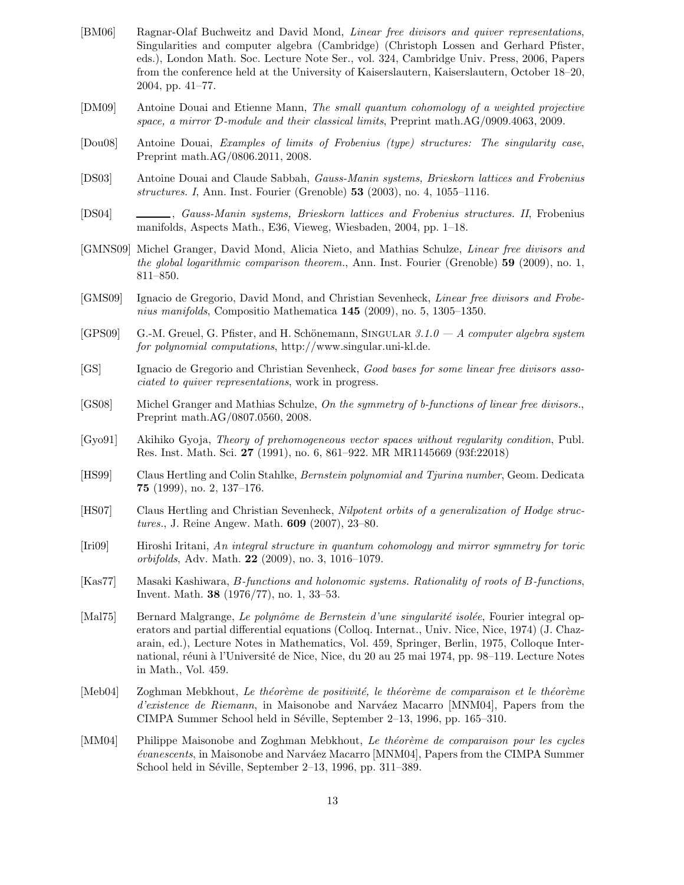[BM06] Ragnar-Olaf Buchweitz and David Mond, *Linear free divisors and quiver representations*, Singularities and computer algebra (Cambridge) (Christoph Lossen and Gerhard Pfister, eds.), London Math. Soc. Lecture Note Ser., vol. 324, Cambridge Univ. Press, 2006, Papers from the conference held at the University of Kaiserslautern, Kaiserslautern, October 18–20, 2004, pp. 41–77.

[DM09] Antoine Douai and Etienne Mann, *The small quantum cohomology of a weighted projective space, a mirror $\mathcal{D}$-module and their classical limits*, Preprint math.AG/0909.4063, 2009.

[Dou08] Antoine Douai, *Examples of limits of Frobenius (type) structures: The singularity case*, Preprint math.AG/0806.2011, 2008.

[DS03] Antoine Douai and Claude Sabbah, *Gauss-Manin systems, Brieskorn lattices and Frobenius structures. I*, Ann. Inst. Fourier (Grenoble) **53** (2003), no. 4, 1055–1116.

[DS04] ______, *Gauss-Manin systems, Brieskorn lattices and Frobenius structures. II*, Frobenius manifolds, Aspects Math., E36, Vieweg, Wiesbaden, 2004, pp. 1–18.

[GMNS09] Michel Granger, David Mond, Alicia Nieto, and Mathias Schulze, *Linear free divisors and the global logarithmic comparison theorem.*, Ann. Inst. Fourier (Grenoble) **59** (2009), no. 1, 811–850.

[GMS09] Ignacio de Gregorio, David Mond, and Christian Sevenheck, *Linear free divisors and Frobenius manifolds*, Compositio Mathematica **145** (2009), no. 5, 1305–1350.

[GPS09] G.-M. Greuel, G. Pfister, and H. Schönemann, Singular *3.1.0 — A computer algebra system for polynomial computations*, http://www.singular.uni-kl.de.

[GS] Ignacio de Gregorio and Christian Sevenheck, *Good bases for some linear free divisors associated to quiver representations*, work in progress.

[GS08] Michel Granger and Mathias Schulze, *On the symmetry of b-functions of linear free divisors.*, Preprint math.AG/0807.0560, 2008.

[Gyo91] Akihiko Gyoja, *Theory of prehomogeneous vector spaces without regularity condition*, Publ. Res. Inst. Math. Sci. **27** (1991), no. 6, 861–922. MR MR1145669 (93f:22018)

[HS99] Claus Hertling and Colin Stahlke, *Bernstein polynomial and Tjurina number*, Geom. Dedicata **75** (1999), no. 2, 137–176.

[HS07] Claus Hertling and Christian Sevenheck, *Nilpotent orbits of a generalization of Hodge structures.*, J. Reine Angew. Math. **609** (2007), 23–80.

[Iri09] Hiroshi Iritani, *An integral structure in quantum cohomology and mirror symmetry for toric orbifolds*, Adv. Math. **22** (2009), no. 3, 1016–1079.

[Kas77] Masaki Kashiwara, *B-functions and holonomic systems. Rationality of roots of B-functions*, Invent. Math. **38** (1976/77), no. 1, 33–53.

[Mal75] Bernard Malgrange, *Le polynôme de Bernstein d'une singularité isolée*, Fourier integral operators and partial differential equations (Colloq. Internat., Univ. Nice, Nice, 1974) (J. Chazarain, ed.), Lecture Notes in Mathematics, Vol. 459, Springer, Berlin, 1975, Colloque International, réuni à l'Université de Nice, Nice, du 20 au 25 mai 1974, pp. 98–119. Lecture Notes in Math., Vol. 459.

[Meb04] Zoghman Mebkhout, *Le théorème de positivité, le théorème de comparaison et le théorème d'existence de Riemann*, in Maisonobe and Narváez Macarro [MNM04], Papers from the CIMPA Summer School held in Séville, September 2–13, 1996, pp. 165–310.

[MM04] Philippe Maisonobe and Zoghman Mebkhout, *Le théorème de comparaison pour les cycles évanescents*, in Maisonobe and Narváez Macarro [MNM04], Papers from the CIMPA Summer School held in Séville, September 2–13, 1996, pp. 311–389.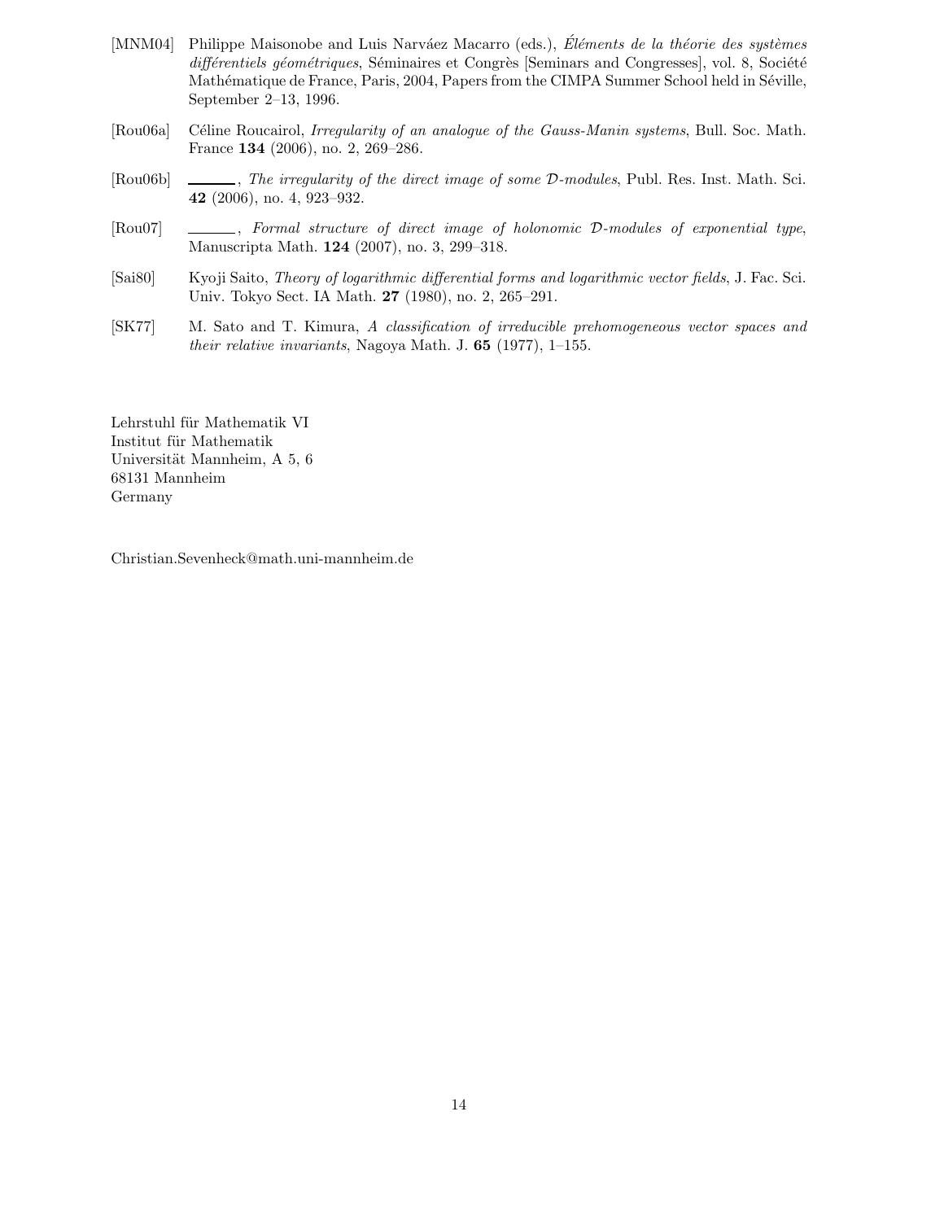[MNM04] Philippe Maisonobe and Luis Narváez Macarro (eds.), *Éléments de la théorie des systèmes différentiels géométriques*, Séminaires et Congrès [Seminars and Congresses], vol. 8, Société Mathématique de France, Paris, 2004, Papers from the CIMPA Summer School held in Séville, September 2–13, 1996.

[Rou06a] Céline Roucairol, *Irregularity of an analogue of the Gauss-Manin systems*, Bull. Soc. Math. France **134** (2006), no. 2, 269–286.

[Rou06b] ______, *The irregularity of the direct image of some $\mathcal{D}$-modules*, Publ. Res. Inst. Math. Sci. **42** (2006), no. 4, 923–932.

[Rou07] ______, *Formal structure of direct image of holonomic $\mathcal{D}$-modules of exponential type*, Manuscripta Math. **124** (2007), no. 3, 299–318.

[Sai80] Kyoji Saito, *Theory of logarithmic differential forms and logarithmic vector fields*, J. Fac. Sci. Univ. Tokyo Sect. IA Math. **27** (1980), no. 2, 265–291.

[SK77] M. Sato and T. Kimura, *A classification of irreducible prehomogeneous vector spaces and their relative invariants*, Nagoya Math. J. **65** (1977), 1–155.

Lehrstuhl für Mathematik VI
Institut für Mathematik
Universität Mannheim, A 5, 6
68131 Mannheim
Germany

Christian.Sevenheck@math.uni-mannheim.de